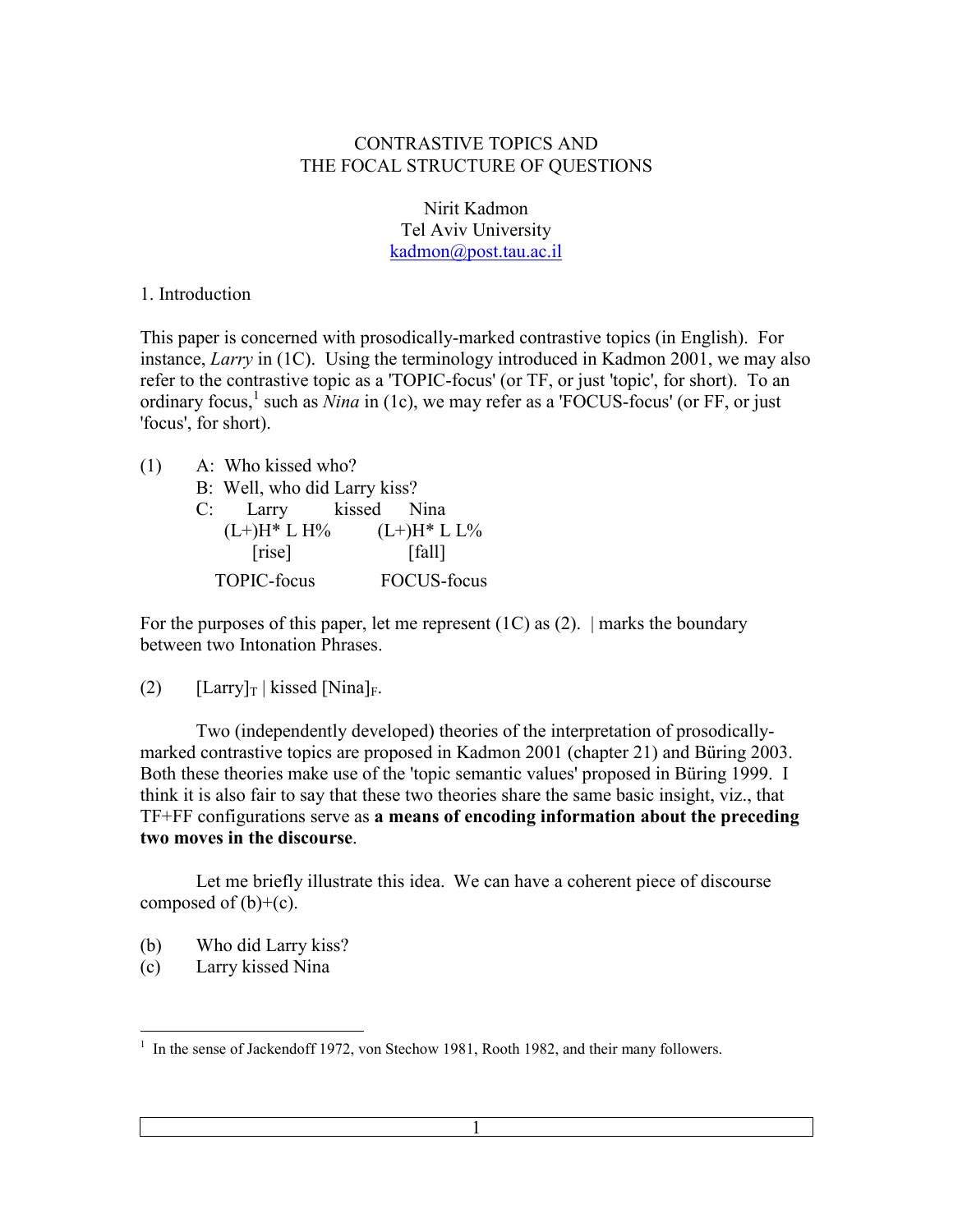# CONTRASTIVE TOPICS AND THE FOCAL STRUCTURE OF QUESTIONS

Nirit Kadmon
Tel Aviv University
kadmon@post.tau.ac.il

## 1. Introduction

This paper is concerned with prosodically-marked contrastive topics (in English). For instance, *Larry* in (1C). Using the terminology introduced in Kadmon 2001, we may also refer to the contrastive topic as a 'TOPIC-focus' (or TF, or just 'topic', for short). To an ordinary focus,[1] such as *Nina* in (1c), we may refer as a 'FOCUS-focus' (or FF, or just 'focus', for short).

```
(1)   A:  Who kissed who?
      B:  Well, who did Larry kiss?
      C:     Larry         kissed      Nina
          (L+)H* L H%          (L+)H* L L%
               [rise]                  [fall]
           TOPIC-focus            FOCUS-focus
```

For the purposes of this paper, let me represent (1C) as (2). | marks the boundary between two Intonation Phrases.

(2) $[\text{Larry}]_T$ | kissed $[\text{Nina}]_F$.

Two (independently developed) theories of the interpretation of prosodically-marked contrastive topics are proposed in Kadmon 2001 (chapter 21) and Büring 2003. Both these theories make use of the 'topic semantic values' proposed in Büring 1999. I think it is also fair to say that these two theories share the same basic insight, viz., that TF+FF configurations serve as **a means of encoding information about the preceding two moves in the discourse**.

Let me briefly illustrate this idea. We can have a coherent piece of discourse composed of (b)+(c).

(b) Who did Larry kiss?
(c) Larry kissed Nina

[1] In the sense of Jackendoff 1972, von Stechow 1981, Rooth 1982, and their many followers.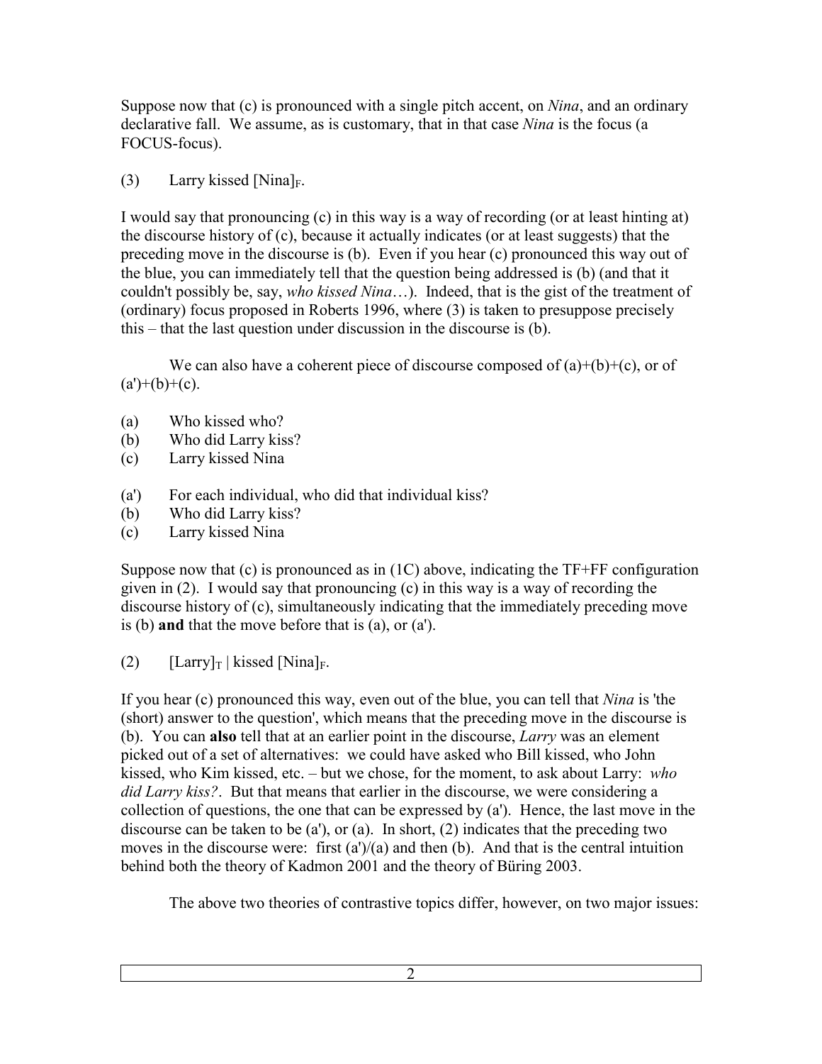Suppose now that (c) is pronounced with a single pitch accent, on *Nina*, and an ordinary declarative fall. We assume, as is customary, that in that case *Nina* is the focus (a FOCUS-focus).

(3) Larry kissed $[\text{Nina}]_F$.

I would say that pronouncing (c) in this way is a way of recording (or at least hinting at) the discourse history of (c), because it actually indicates (or at least suggests) that the preceding move in the discourse is (b). Even if you hear (c) pronounced this way out of the blue, you can immediately tell that the question being addressed is (b) (and that it couldn't possibly be, say, *who kissed Nina*…). Indeed, that is the gist of the treatment of (ordinary) focus proposed in Roberts 1996, where (3) is taken to presuppose precisely this – that the last question under discussion in the discourse is (b).

We can also have a coherent piece of discourse composed of (a)+(b)+(c), or of (a')+(b)+(c).

(a) Who kissed who?
(b) Who did Larry kiss?
(c) Larry kissed Nina

(a') For each individual, who did that individual kiss?
(b) Who did Larry kiss?
(c) Larry kissed Nina

Suppose now that (c) is pronounced as in (1C) above, indicating the TF+FF configuration given in (2). I would say that pronouncing (c) in this way is a way of recording the discourse history of (c), simultaneously indicating that the immediately preceding move is (b) **and** that the move before that is (a), or (a').

(2) $[\text{Larry}]_T$ | kissed $[\text{Nina}]_F$.

If you hear (c) pronounced this way, even out of the blue, you can tell that *Nina* is 'the (short) answer to the question', which means that the preceding move in the discourse is (b). You can **also** tell that at an earlier point in the discourse, *Larry* was an element picked out of a set of alternatives: we could have asked who Bill kissed, who John kissed, who Kim kissed, etc. – but we chose, for the moment, to ask about Larry: *who did Larry kiss?*. But that means that earlier in the discourse, we were considering a collection of questions, the one that can be expressed by (a'). Hence, the last move in the discourse can be taken to be (a'), or (a). In short, (2) indicates that the preceding two moves in the discourse were: first (a')/(a) and then (b). And that is the central intuition behind both the theory of Kadmon 2001 and the theory of Büring 2003.

The above two theories of contrastive topics differ, however, on two major issues: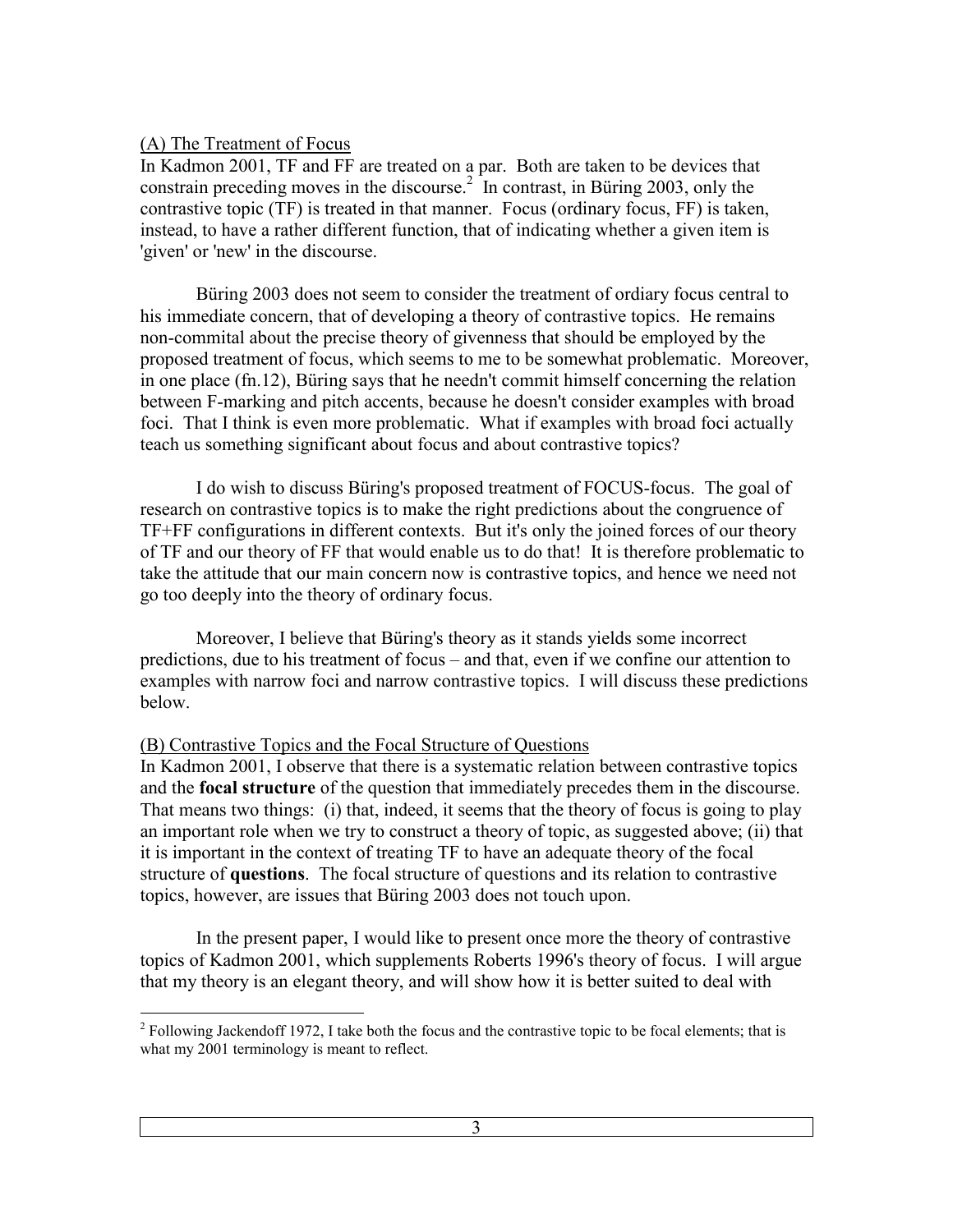(A) The Treatment of Focus

In Kadmon 2001, TF and FF are treated on a par. Both are taken to be devices that constrain preceding moves in the discourse.[2] In contrast, in Büring 2003, only the contrastive topic (TF) is treated in that manner. Focus (ordinary focus, FF) is taken, instead, to have a rather different function, that of indicating whether a given item is 'given' or 'new' in the discourse.

Büring 2003 does not seem to consider the treatment of ordiary focus central to his immediate concern, that of developing a theory of contrastive topics. He remains non-commital about the precise theory of givenness that should be employed by the proposed treatment of focus, which seems to me to be somewhat problematic. Moreover, in one place (fn.12), Büring says that he needn't commit himself concerning the relation between F-marking and pitch accents, because he doesn't consider examples with broad foci. That I think is even more problematic. What if examples with broad foci actually teach us something significant about focus and about contrastive topics?

I do wish to discuss Büring's proposed treatment of FOCUS-focus. The goal of research on contrastive topics is to make the right predictions about the congruence of TF+FF configurations in different contexts. But it's only the joined forces of our theory of TF and our theory of FF that would enable us to do that! It is therefore problematic to take the attitude that our main concern now is contrastive topics, and hence we need not go too deeply into the theory of ordinary focus.

Moreover, I believe that Büring's theory as it stands yields some incorrect predictions, due to his treatment of focus – and that, even if we confine our attention to examples with narrow foci and narrow contrastive topics. I will discuss these predictions below.

(B) Contrastive Topics and the Focal Structure of Questions

In Kadmon 2001, I observe that there is a systematic relation between contrastive topics and the **focal structure** of the question that immediately precedes them in the discourse. That means two things: (i) that, indeed, it seems that the theory of focus is going to play an important role when we try to construct a theory of topic, as suggested above; (ii) that it is important in the context of treating TF to have an adequate theory of the focal structure of **questions**. The focal structure of questions and its relation to contrastive topics, however, are issues that Büring 2003 does not touch upon.

In the present paper, I would like to present once more the theory of contrastive topics of Kadmon 2001, which supplements Roberts 1996's theory of focus. I will argue that my theory is an elegant theory, and will show how it is better suited to deal with

[2] Following Jackendoff 1972, I take both the focus and the contrastive topic to be focal elements; that is what my 2001 terminology is meant to reflect.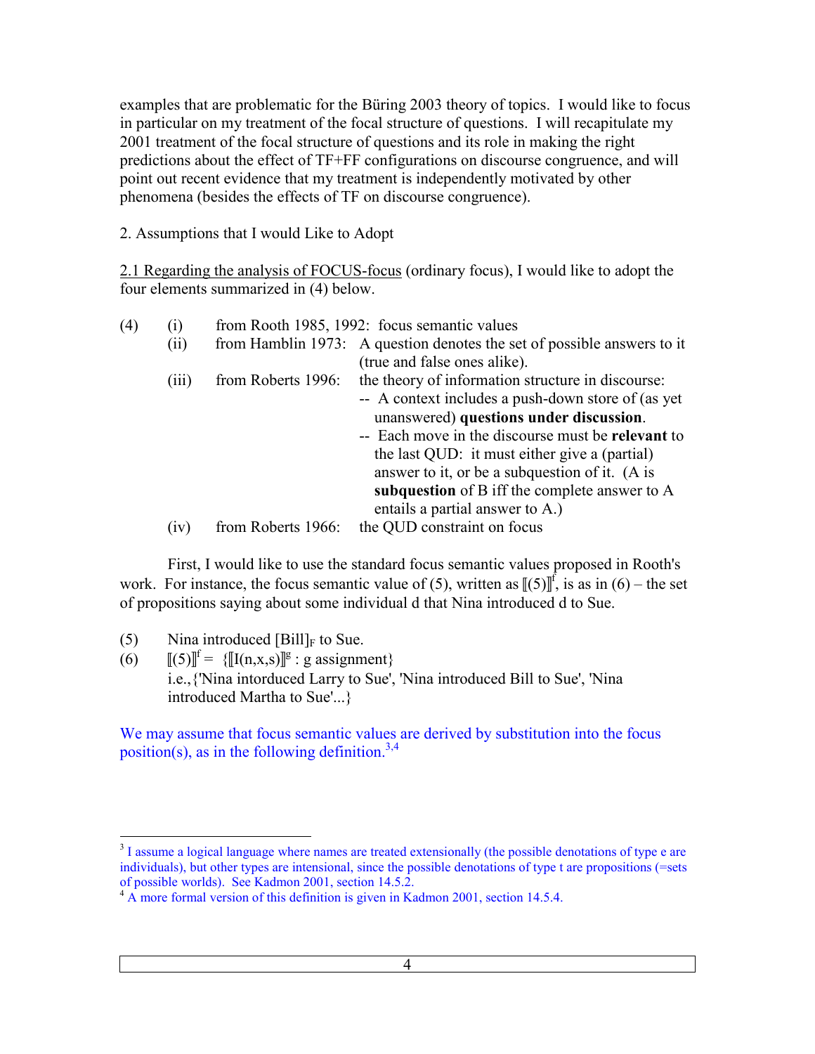examples that are problematic for the Büring 2003 theory of topics. I would like to focus in particular on my treatment of the focal structure of questions. I will recapitulate my 2001 treatment of the focal structure of questions and its role in making the right predictions about the effect of TF+FF configurations on discourse congruence, and will point out recent evidence that my treatment is independently motivated by other phenomena (besides the effects of TF on discourse congruence).

2. Assumptions that I would Like to Adopt

2.1 Regarding the analysis of FOCUS-focus (ordinary focus), I would like to adopt the four elements summarized in (4) below.

(4)
- (i) from Rooth 1985, 1992: focus semantic values
- (ii) from Hamblin 1973: A question denotes the set of possible answers to it (true and false ones alike).
- (iii) from Roberts 1996: the theory of information structure in discourse:
  - -- A context includes a push-down store of (as yet unanswered) **questions under discussion**.
  - -- Each move in the discourse must be **relevant** to the last QUD: it must either give a (partial) answer to it, or be a subquestion of it. (A is **subquestion** of B iff the complete answer to A entails a partial answer to A.)
- (iv) from Roberts 1966: the QUD constraint on focus

First, I would like to use the standard focus semantic values proposed in Rooth's work. For instance, the focus semantic value of (5), written as $[\![(5)]\!]^f$, is as in (6) – the set of propositions saying about some individual d that Nina introduced d to Sue.

(5) Nina introduced $[\text{Bill}]_F$ to Sue.

(6) $[\![(5)]\!]^f = \{[\![I(n,x,s)]\!]^g : g \text{ assignment}\}$
i.e.,{'Nina intorduced Larry to Sue', 'Nina introduced Bill to Sue', 'Nina introduced Martha to Sue'...}

We may assume that focus semantic values are derived by substitution into the focus position(s), as in the following definition.[3,4]

---

[3] I assume a logical language where names are treated extensionally (the possible denotations of type e are individuals), but other types are intensional, since the possible denotations of type t are propositions (=sets of possible worlds). See Kadmon 2001, section 14.5.2.

[4] A more formal version of this definition is given in Kadmon 2001, section 14.5.4.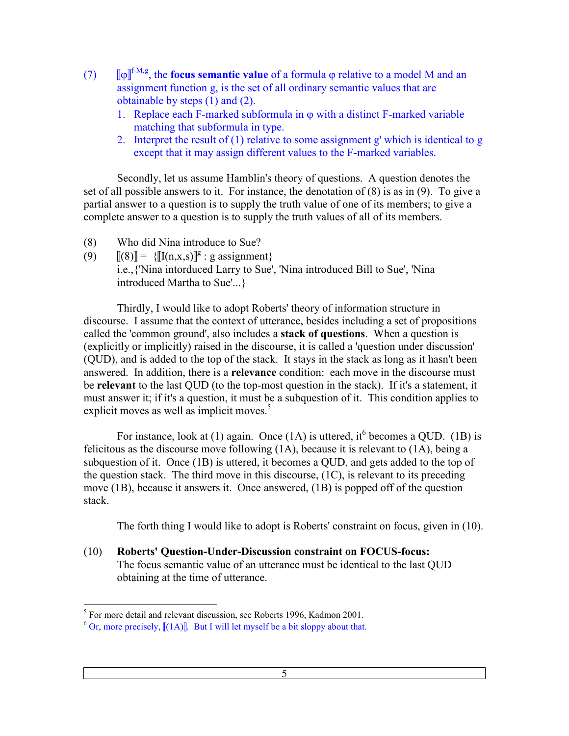(7) $[\![\varphi]\!]^{f\text{-}M,g}$, the **focus semantic value** of a formula φ relative to a model M and an assignment function g, is the set of all ordinary semantic values that are obtainable by steps (1) and (2).

1. Replace each F-marked subformula in φ with a distinct F-marked variable matching that subformula in type.
2. Interpret the result of (1) relative to some assignment g' which is identical to g except that it may assign different values to the F-marked variables.

Secondly, let us assume Hamblin's theory of questions. A question denotes the set of all possible answers to it. For instance, the denotation of (8) is as in (9). To give a partial answer to a question is to supply the truth value of one of its members; to give a complete answer to a question is to supply the truth values of all of its members.

(8) Who did Nina introduce to Sue?

(9) $[\![(8)]\!] = \{[\![I(n,x,s)]\!]^g : \text{g assignment}\}$
i.e.,{'Nina intorduced Larry to Sue', 'Nina introduced Bill to Sue', 'Nina introduced Martha to Sue'...}

Thirdly, I would like to adopt Roberts' theory of information structure in discourse. I assume that the context of utterance, besides including a set of propositions called the 'common ground', also includes a **stack of questions**. When a question is (explicitly or implicitly) raised in the discourse, it is called a 'question under discussion' (QUD), and is added to the top of the stack. It stays in the stack as long as it hasn't been answered. In addition, there is a **relevance** condition: each move in the discourse must be **relevant** to the last QUD (to the top-most question in the stack). If it's a statement, it must answer it; if it's a question, it must be a subquestion of it. This condition applies to explicit moves as well as implicit moves.[5]

For instance, look at (1) again. Once (1A) is uttered, it[6] becomes a QUD. (1B) is felicitous as the discourse move following (1A), because it is relevant to (1A), being a subquestion of it. Once (1B) is uttered, it becomes a QUD, and gets added to the top of the question stack. The third move in this discourse, (1C), is relevant to its preceding move (1B), because it answers it. Once answered, (1B) is popped off of the question stack.

The forth thing I would like to adopt is Roberts' constraint on focus, given in (10).

(10) **Roberts' Question-Under-Discussion constraint on FOCUS-focus:**
The focus semantic value of an utterance must be identical to the last QUD obtaining at the time of utterance.

---

[5] For more detail and relevant discussion, see Roberts 1996, Kadmon 2001.

[6] Or, more precisely, $[\![(1A)]\!]$. But I will let myself be a bit sloppy about that.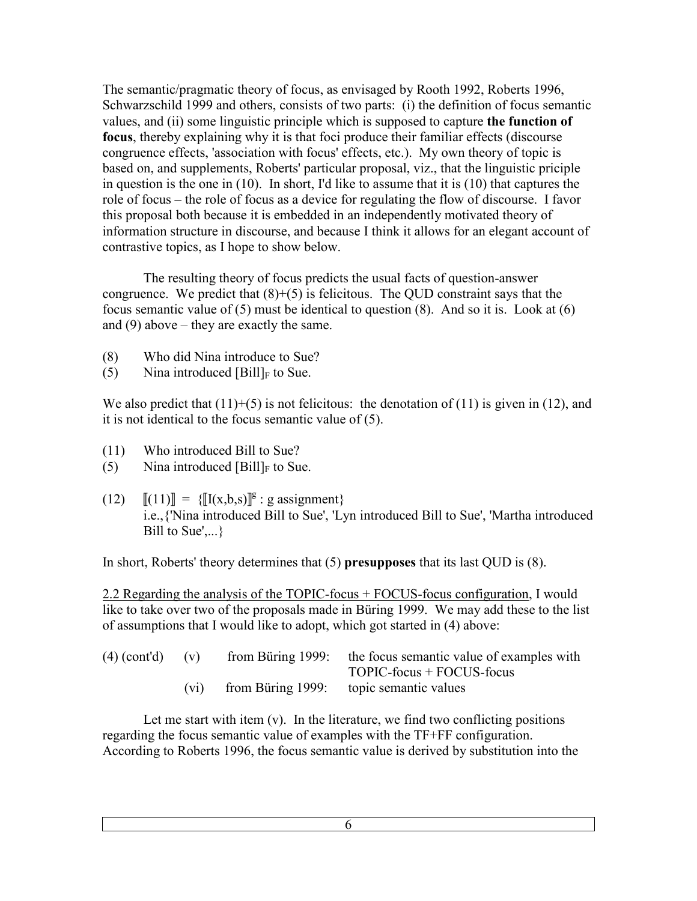The semantic/pragmatic theory of focus, as envisaged by Rooth 1992, Roberts 1996, Schwarzschild 1999 and others, consists of two parts: (i) the definition of focus semantic values, and (ii) some linguistic principle which is supposed to capture **the function of focus**, thereby explaining why it is that foci produce their familiar effects (discourse congruence effects, 'association with focus' effects, etc.). My own theory of topic is based on, and supplements, Roberts' particular proposal, viz., that the linguistic priciple in question is the one in (10). In short, I'd like to assume that it is (10) that captures the role of focus – the role of focus as a device for regulating the flow of discourse. I favor this proposal both because it is embedded in an independently motivated theory of information structure in discourse, and because I think it allows for an elegant account of contrastive topics, as I hope to show below.

The resulting theory of focus predicts the usual facts of question-answer congruence. We predict that (8)+(5) is felicitous. The QUD constraint says that the focus semantic value of (5) must be identical to question (8). And so it is. Look at (6) and (9) above – they are exactly the same.

(8) Who did Nina introduce to Sue?
(5) Nina introduced $[\text{Bill}]_F$ to Sue.

We also predict that (11)+(5) is not felicitous: the denotation of (11) is given in (12), and it is not identical to the focus semantic value of (5).

(11) Who introduced Bill to Sue?
(5) Nina introduced $[\text{Bill}]_F$ to Sue.

(12) $[\![(11)]\!] = \{[\![I(x,b,s)]\!]^g : \text{g assignment}\}$
i.e.,{'Nina introduced Bill to Sue', 'Lyn introduced Bill to Sue', 'Martha introduced Bill to Sue',...}

In short, Roberts' theory determines that (5) **presupposes** that its last QUD is (8).

<u>2.2 Regarding the analysis of the TOPIC-focus + FOCUS-focus configuration</u>, I would like to take over two of the proposals made in Büring 1999. We may add these to the list of assumptions that I would like to adopt, which got started in (4) above:

(4) (cont'd) (v) from Büring 1999: the focus semantic value of examples with TOPIC-focus + FOCUS-focus
(vi) from Büring 1999: topic semantic values

Let me start with item (v). In the literature, we find two conflicting positions regarding the focus semantic value of examples with the TF+FF configuration. According to Roberts 1996, the focus semantic value is derived by substitution into the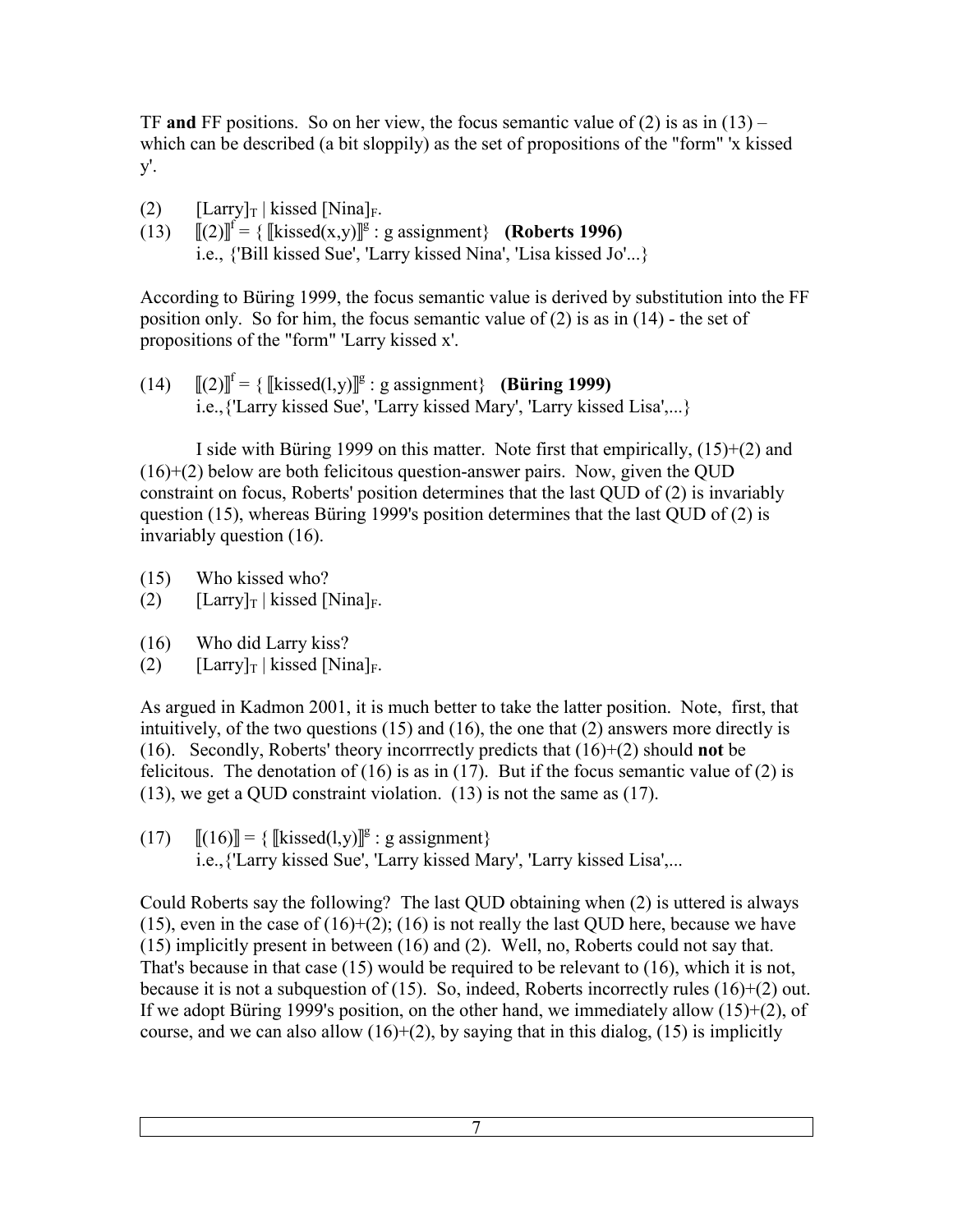TF **and** FF positions. So on her view, the focus semantic value of (2) is as in (13) – which can be described (a bit sloppily) as the set of propositions of the "form" 'x kissed y'.

(2) $[\text{Larry}]_T$ | kissed $[\text{Nina}]_F$.

(13) $[\![(2)]\!]^f = \{ [\![\text{kissed}(x,y)]\!]^g : \text{g assignment}\}$ **(Roberts 1996)**
i.e., {'Bill kissed Sue', 'Larry kissed Nina', 'Lisa kissed Jo'...}

According to Büring 1999, the focus semantic value is derived by substitution into the FF position only. So for him, the focus semantic value of (2) is as in (14) - the set of propositions of the "form" 'Larry kissed x'.

(14) $[\![(2)]\!]^f = \{ [\![\text{kissed}(l,y)]\!]^g : \text{g assignment}\}$ **(Büring 1999)**
i.e.,{'Larry kissed Sue', 'Larry kissed Mary', 'Larry kissed Lisa',...}

I side with Büring 1999 on this matter. Note first that empirically, (15)+(2) and (16)+(2) below are both felicitous question-answer pairs. Now, given the QUD constraint on focus, Roberts' position determines that the last QUD of (2) is invariably question (15), whereas Büring 1999's position determines that the last QUD of (2) is invariably question (16).

(15) Who kissed who?
(2) $[\text{Larry}]_T$ | kissed $[\text{Nina}]_F$.

(16) Who did Larry kiss?
(2) $[\text{Larry}]_T$ | kissed $[\text{Nina}]_F$.

As argued in Kadmon 2001, it is much better to take the latter position. Note, first, that intuitively, of the two questions (15) and (16), the one that (2) answers more directly is (16). Secondly, Roberts' theory incorrrectly predicts that (16)+(2) should **not** be felicitous. The denotation of (16) is as in (17). But if the focus semantic value of (2) is (13), we get a QUD constraint violation. (13) is not the same as (17).

(17) $[\![(16)]\!] = \{ [\![\text{kissed}(l,y)]\!]^g : \text{g assignment}\}$
i.e.,{'Larry kissed Sue', 'Larry kissed Mary', 'Larry kissed Lisa',...

Could Roberts say the following? The last QUD obtaining when (2) is uttered is always (15), even in the case of (16)+(2); (16) is not really the last QUD here, because we have (15) implicitly present in between (16) and (2). Well, no, Roberts could not say that. That's because in that case (15) would be required to be relevant to (16), which it is not, because it is not a subquestion of (15). So, indeed, Roberts incorrectly rules (16)+(2) out. If we adopt Büring 1999's position, on the other hand, we immediately allow (15)+(2), of course, and we can also allow (16)+(2), by saying that in this dialog, (15) is implicitly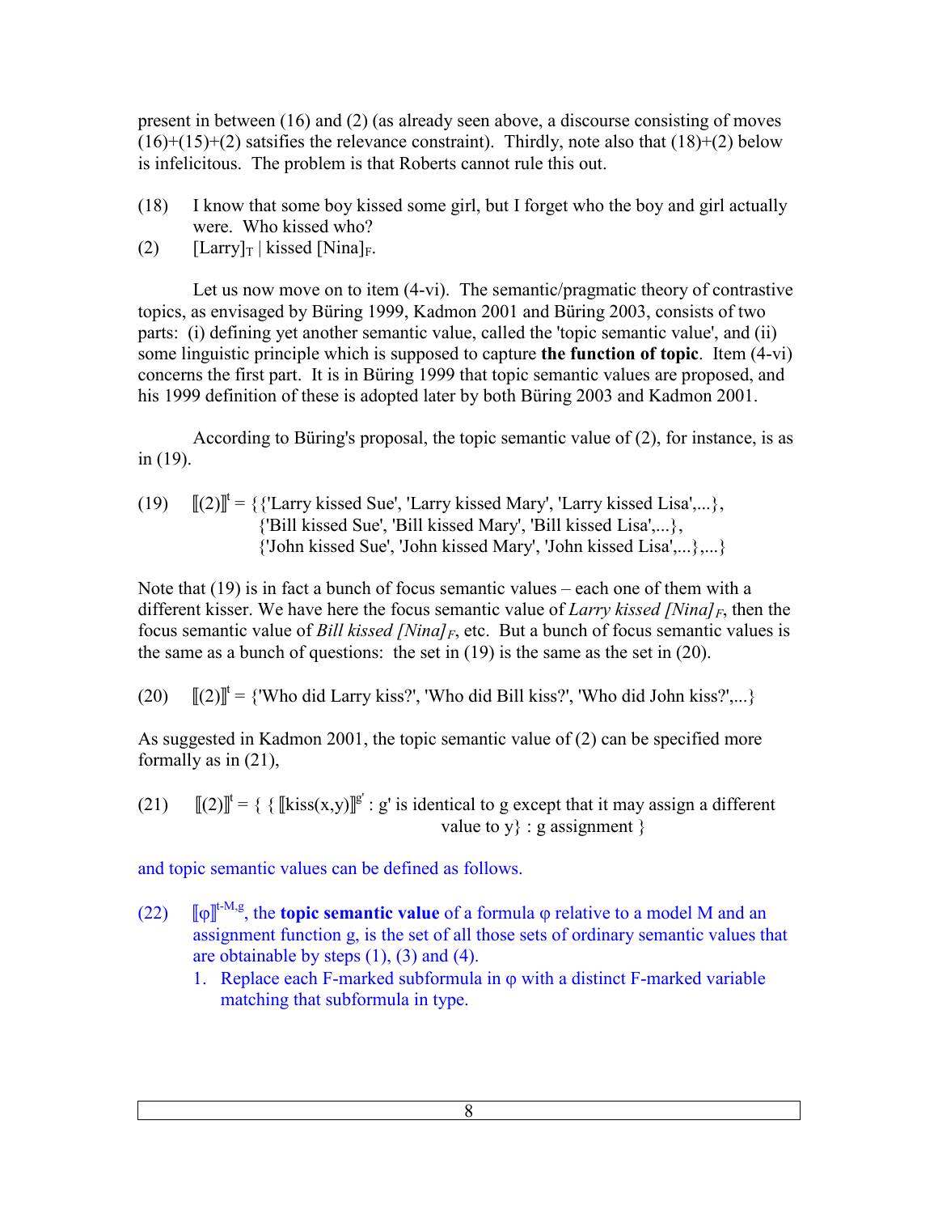present in between (16) and (2) (as already seen above, a discourse consisting of moves (16)+(15)+(2) satsifies the relevance constraint). Thirdly, note also that (18)+(2) below is infelicitous. The problem is that Roberts cannot rule this out.

(18) I know that some boy kissed some girl, but I forget who the boy and girl actually were. Who kissed who?

(2) $[\text{Larry}]_T$ | kissed $[\text{Nina}]_F$.

Let us now move on to item (4-vi). The semantic/pragmatic theory of contrastive topics, as envisaged by Büring 1999, Kadmon 2001 and Büring 2003, consists of two parts: (i) defining yet another semantic value, called the 'topic semantic value', and (ii) some linguistic principle which is supposed to capture **the function of topic**. Item (4-vi) concerns the first part. It is in Büring 1999 that topic semantic values are proposed, and his 1999 definition of these is adopted later by both Büring 2003 and Kadmon 2001.

According to Büring's proposal, the topic semantic value of (2), for instance, is as in (19).

(19) $[\![(2)]\!]^t$ = {{'Larry kissed Sue', 'Larry kissed Mary', 'Larry kissed Lisa',...},
{'Bill kissed Sue', 'Bill kissed Mary', 'Bill kissed Lisa',...},
{'John kissed Sue', 'John kissed Mary', 'John kissed Lisa',...},...}

Note that (19) is in fact a bunch of focus semantic values – each one of them with a different kisser. We have here the focus semantic value of *Larry kissed* $[\textit{Nina}]_F$, then the focus semantic value of *Bill kissed* $[\textit{Nina}]_F$, etc. But a bunch of focus semantic values is the same as a bunch of questions: the set in (19) is the same as the set in (20).

(20) $[\![(2)]\!]^t$ = {'Who did Larry kiss?', 'Who did Bill kiss?', 'Who did John kiss?',...}

As suggested in Kadmon 2001, the topic semantic value of (2) can be specified more formally as in (21),

(21) $[\![(2)]\!]^t = \{ \{ [\![\text{kiss}(x,y)]\!]^{g'} : g'$ is identical to g except that it may assign a different value to y} : g assignment }

and topic semantic values can be defined as follows.

(22) $[\![\varphi]\!]^{t\text{-}M,g}$, the **topic semantic value** of a formula φ relative to a model M and an assignment function g, is the set of all those sets of ordinary semantic values that are obtainable by steps (1), (3) and (4).

1. Replace each F-marked subformula in φ with a distinct F-marked variable matching that subformula in type.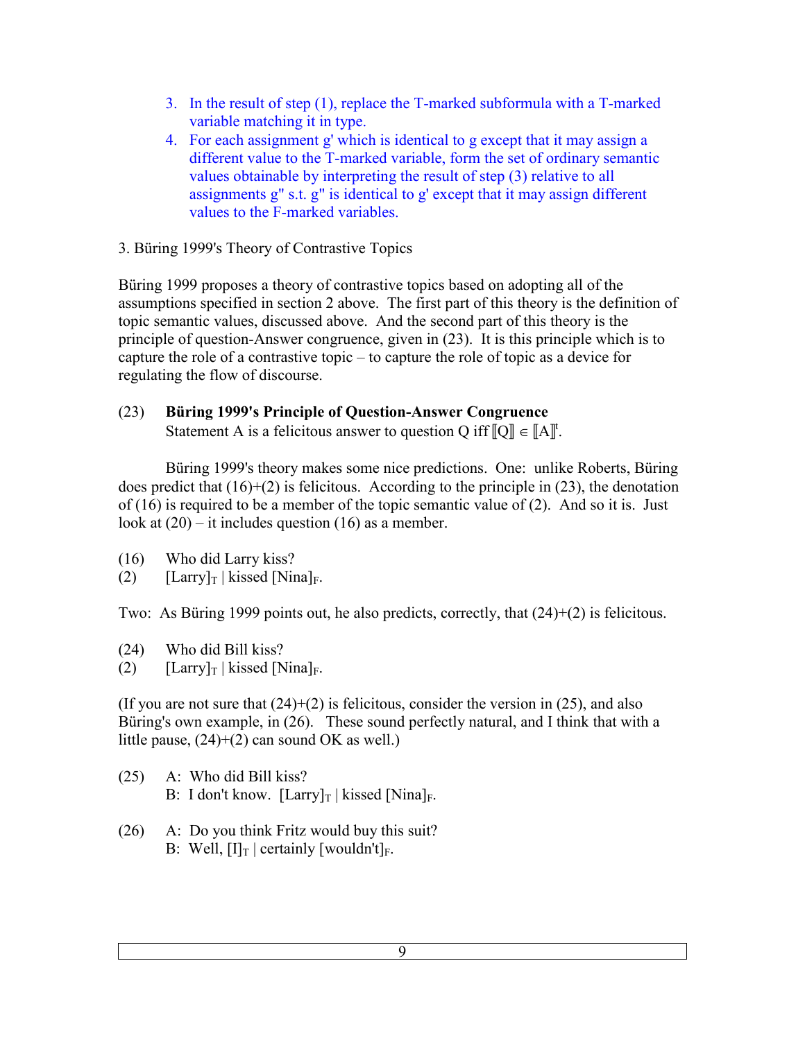3. In the result of step (1), replace the T-marked subformula with a T-marked variable matching it in type.
4. For each assignment g' which is identical to g except that it may assign a different value to the T-marked variable, form the set of ordinary semantic values obtainable by interpreting the result of step (3) relative to all assignments g" s.t. g" is identical to g' except that it may assign different values to the F-marked variables.

3. Büring 1999's Theory of Contrastive Topics

Büring 1999 proposes a theory of contrastive topics based on adopting all of the assumptions specified in section 2 above. The first part of this theory is the definition of topic semantic values, discussed above. And the second part of this theory is the principle of question-Answer congruence, given in (23). It is this principle which is to capture the role of a contrastive topic – to capture the role of topic as a device for regulating the flow of discourse.

(23) **Büring 1999's Principle of Question-Answer Congruence**
Statement A is a felicitous answer to question Q iff $[\![Q]\!] \in [\![A]\!]^t$.

Büring 1999's theory makes some nice predictions. One: unlike Roberts, Büring does predict that (16)+(2) is felicitous. According to the principle in (23), the denotation of (16) is required to be a member of the topic semantic value of (2). And so it is. Just look at (20) – it includes question (16) as a member.

(16) Who did Larry kiss?
(2) $[\text{Larry}]_T$ | kissed $[\text{Nina}]_F$.

Two: As Büring 1999 points out, he also predicts, correctly, that (24)+(2) is felicitous.

(24) Who did Bill kiss?
(2) $[\text{Larry}]_T$ | kissed $[\text{Nina}]_F$.

(If you are not sure that (24)+(2) is felicitous, consider the version in (25), and also Büring's own example, in (26). These sound perfectly natural, and I think that with a little pause, (24)+(2) can sound OK as well.)

(25) A: Who did Bill kiss?
B: I don't know. $[\text{Larry}]_T$ | kissed $[\text{Nina}]_F$.

(26) A: Do you think Fritz would buy this suit?
B: Well, $[\text{I}]_T$ | certainly $[\text{wouldn't}]_F$.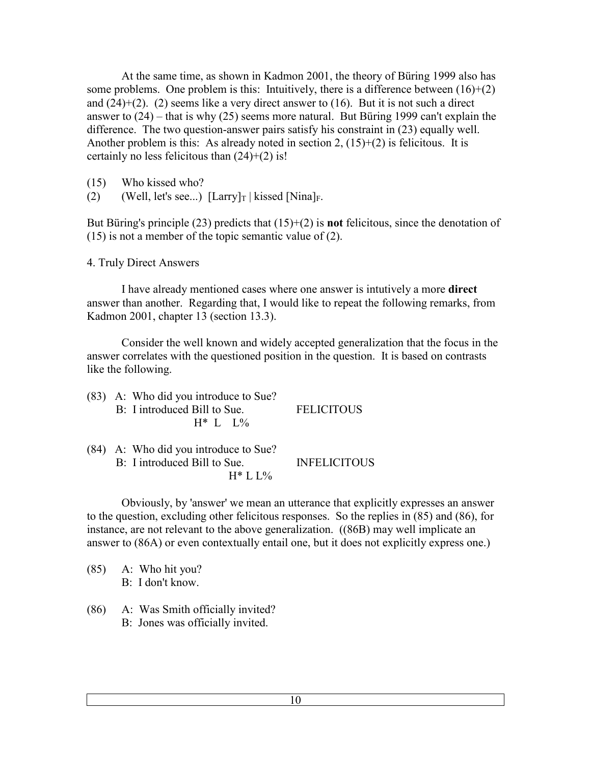At the same time, as shown in Kadmon 2001, the theory of Büring 1999 also has some problems. One problem is this: Intuitively, there is a difference between (16)+(2) and (24)+(2). (2) seems like a very direct answer to (16). But it is not such a direct answer to (24) – that is why (25) seems more natural. But Büring 1999 can't explain the difference. The two question-answer pairs satisfy his constraint in (23) equally well. Another problem is this: As already noted in section 2, (15)+(2) is felicitous. It is certainly no less felicitous than (24)+(2) is!

(15) Who kissed who?

(2) (Well, let's see...) $[\text{Larry}]_T$ | kissed $[\text{Nina}]_F$.

But Büring's principle (23) predicts that (15)+(2) is **not** felicitous, since the denotation of (15) is not a member of the topic semantic value of (2).

4. Truly Direct Answers

I have already mentioned cases where one answer is intutively a more **direct** answer than another. Regarding that, I would like to repeat the following remarks, from Kadmon 2001, chapter 13 (section 13.3).

Consider the well known and widely accepted generalization that the focus in the answer correlates with the questioned position in the question. It is based on contrasts like the following.

(83) A: Who did you introduce to Sue?
B: I introduced Bill to Sue. FELICITOUS
H* L L%

(84) A: Who did you introduce to Sue?
B: I introduced Bill to Sue. INFELICITOUS
H* L L%

Obviously, by 'answer' we mean an utterance that explicitly expresses an answer to the question, excluding other felicitous responses. So the replies in (85) and (86), for instance, are not relevant to the above generalization. ((86B) may well implicate an answer to (86A) or even contextually entail one, but it does not explicitly express one.)

(85) A: Who hit you?
B: I don't know.

(86) A: Was Smith officially invited?
B: Jones was officially invited.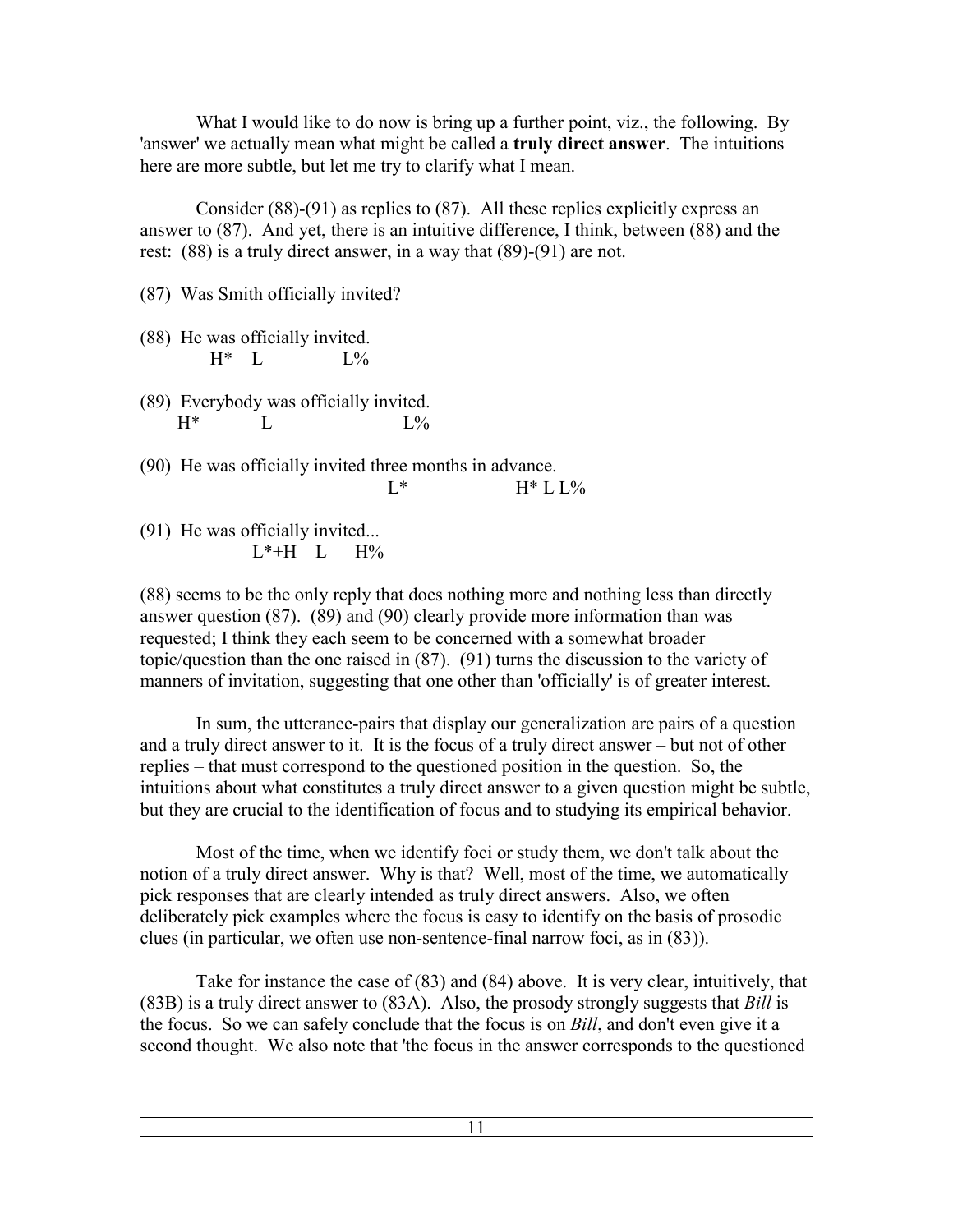What I would like to do now is bring up a further point, viz., the following. By 'answer' we actually mean what might be called a **truly direct answer**. The intuitions here are more subtle, but let me try to clarify what I mean.

Consider (88)-(91) as replies to (87). All these replies explicitly express an answer to (87). And yet, there is an intuitive difference, I think, between (88) and the rest: (88) is a truly direct answer, in a way that (89)-(91) are not.

(87) Was Smith officially invited?

```
(88)  He was officially invited.
          H*   L             L%

(89)  Everybody was officially invited.
      H*          L                   L%

(90)  He was officially invited three months in advance.
                                  L*              H* L L%

(91)  He was officially invited...
                 L*+H   L    H%
```

(88) seems to be the only reply that does nothing more and nothing less than directly answer question (87). (89) and (90) clearly provide more information than was requested; I think they each seem to be concerned with a somewhat broader topic/question than the one raised in (87). (91) turns the discussion to the variety of manners of invitation, suggesting that one other than 'officially' is of greater interest.

In sum, the utterance-pairs that display our generalization are pairs of a question and a truly direct answer to it. It is the focus of a truly direct answer – but not of other replies – that must correspond to the questioned position in the question. So, the intuitions about what constitutes a truly direct answer to a given question might be subtle, but they are crucial to the identification of focus and to studying its empirical behavior.

Most of the time, when we identify foci or study them, we don't talk about the notion of a truly direct answer. Why is that? Well, most of the time, we automatically pick responses that are clearly intended as truly direct answers. Also, we often deliberately pick examples where the focus is easy to identify on the basis of prosodic clues (in particular, we often use non-sentence-final narrow foci, as in (83)).

Take for instance the case of (83) and (84) above. It is very clear, intuitively, that (83B) is a truly direct answer to (83A). Also, the prosody strongly suggests that *Bill* is the focus. So we can safely conclude that the focus is on *Bill*, and don't even give it a second thought. We also note that 'the focus in the answer corresponds to the questioned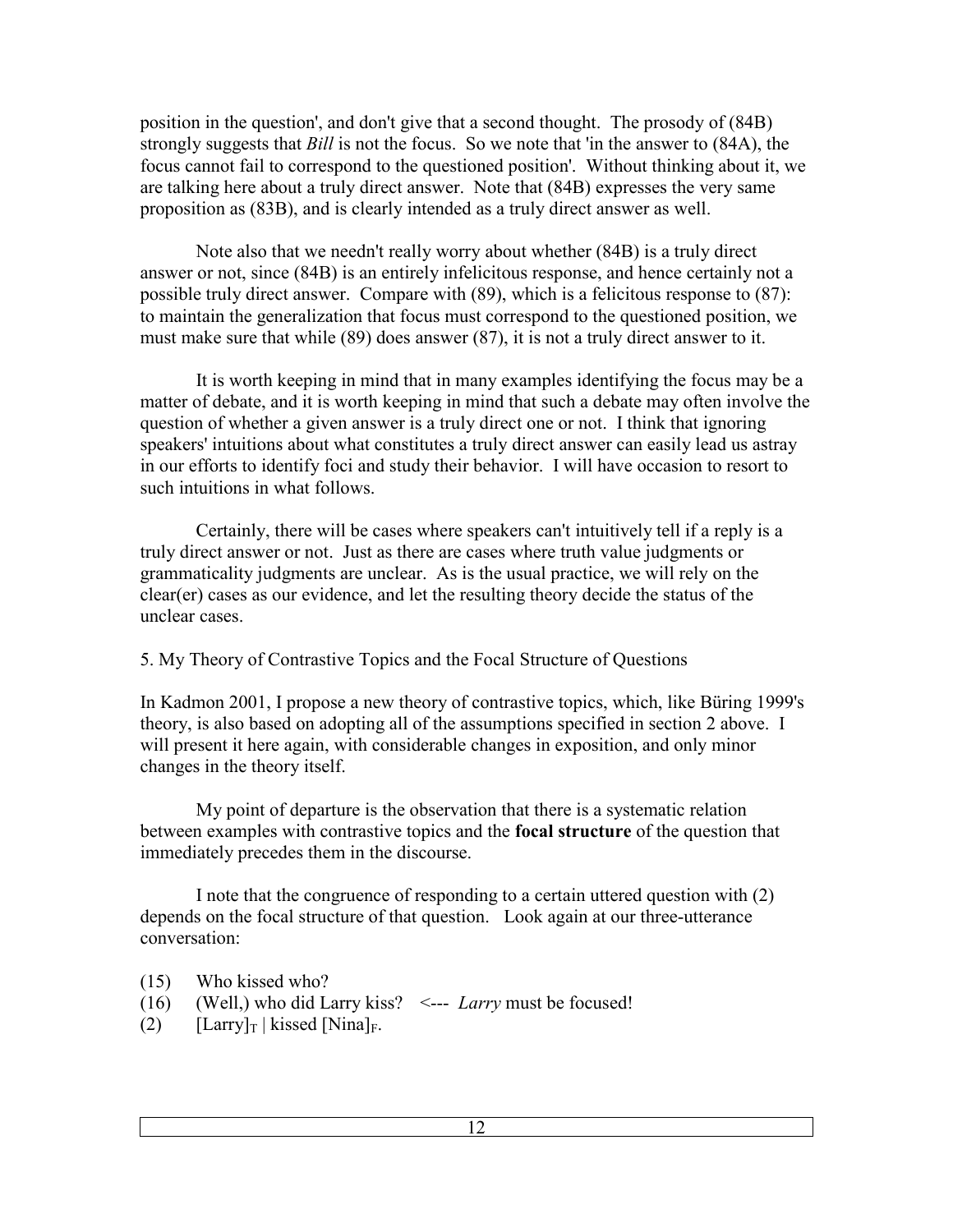position in the question', and don't give that a second thought. The prosody of (84B) strongly suggests that *Bill* is not the focus. So we note that 'in the answer to (84A), the focus cannot fail to correspond to the questioned position'. Without thinking about it, we are talking here about a truly direct answer. Note that (84B) expresses the very same proposition as (83B), and is clearly intended as a truly direct answer as well.

Note also that we needn't really worry about whether (84B) is a truly direct answer or not, since (84B) is an entirely infelicitous response, and hence certainly not a possible truly direct answer. Compare with (89), which is a felicitous response to (87): to maintain the generalization that focus must correspond to the questioned position, we must make sure that while (89) does answer (87), it is not a truly direct answer to it.

It is worth keeping in mind that in many examples identifying the focus may be a matter of debate, and it is worth keeping in mind that such a debate may often involve the question of whether a given answer is a truly direct one or not. I think that ignoring speakers' intuitions about what constitutes a truly direct answer can easily lead us astray in our efforts to identify foci and study their behavior. I will have occasion to resort to such intuitions in what follows.

Certainly, there will be cases where speakers can't intuitively tell if a reply is a truly direct answer or not. Just as there are cases where truth value judgments or grammaticality judgments are unclear. As is the usual practice, we will rely on the clear(er) cases as our evidence, and let the resulting theory decide the status of the unclear cases.

## 5. My Theory of Contrastive Topics and the Focal Structure of Questions

In Kadmon 2001, I propose a new theory of contrastive topics, which, like Büring 1999's theory, is also based on adopting all of the assumptions specified in section 2 above. I will present it here again, with considerable changes in exposition, and only minor changes in the theory itself.

My point of departure is the observation that there is a systematic relation between examples with contrastive topics and the **focal structure** of the question that immediately precedes them in the discourse.

I note that the congruence of responding to a certain uttered question with (2) depends on the focal structure of that question. Look again at our three-utterance conversation:

(15) Who kissed who?
(16) (Well,) who did Larry kiss? <--- *Larry* must be focused!
(2) $[\text{Larry}]_T$ | kissed $[\text{Nina}]_F$.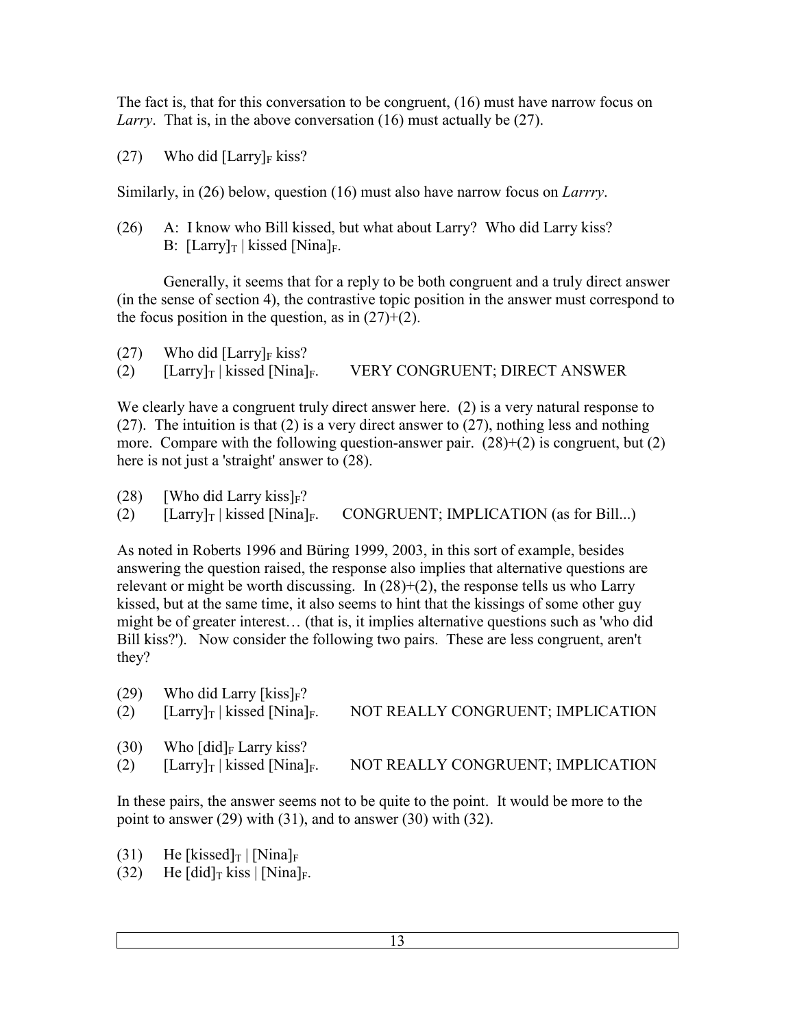The fact is, that for this conversation to be congruent, (16) must have narrow focus on *Larry*. That is, in the above conversation (16) must actually be (27).

(27) Who did $[\text{Larry}]_F$ kiss?

Similarly, in (26) below, question (16) must also have narrow focus on *Larrry*.

(26) A: I know who Bill kissed, but what about Larry? Who did Larry kiss?
B: $[\text{Larry}]_T$ | kissed $[\text{Nina}]_F$.

Generally, it seems that for a reply to be both congruent and a truly direct answer (in the sense of section 4), the contrastive topic position in the answer must correspond to the focus position in the question, as in (27)+(2).

(27) Who did $[\text{Larry}]_F$ kiss?
(2) $[\text{Larry}]_T$ | kissed $[\text{Nina}]_F$. VERY CONGRUENT; DIRECT ANSWER

We clearly have a congruent truly direct answer here. (2) is a very natural response to (27). The intuition is that (2) is a very direct answer to (27), nothing less and nothing more. Compare with the following question-answer pair. (28)+(2) is congruent, but (2) here is not just a 'straight' answer to (28).

(28) $[\text{Who did Larry kiss}]_F$?
(2) $[\text{Larry}]_T$ | kissed $[\text{Nina}]_F$. CONGRUENT; IMPLICATION (as for Bill...)

As noted in Roberts 1996 and Büring 1999, 2003, in this sort of example, besides answering the question raised, the response also implies that alternative questions are relevant or might be worth discussing. In (28)+(2), the response tells us who Larry kissed, but at the same time, it also seems to hint that the kissings of some other guy might be of greater interest… (that is, it implies alternative questions such as 'who did Bill kiss?'). Now consider the following two pairs. These are less congruent, aren't they?

(29) Who did Larry $[\text{kiss}]_F$?
(2) $[\text{Larry}]_T$ | kissed $[\text{Nina}]_F$. NOT REALLY CONGRUENT; IMPLICATION

(30) Who $[\text{did}]_F$ Larry kiss?
(2) $[\text{Larry}]_T$ | kissed $[\text{Nina}]_F$. NOT REALLY CONGRUENT; IMPLICATION

In these pairs, the answer seems not to be quite to the point. It would be more to the point to answer (29) with (31), and to answer (30) with (32).

(31) He $[\text{kissed}]_T$ | $[\text{Nina}]_F$
(32) He $[\text{did}]_T$ kiss | $[\text{Nina}]_F$.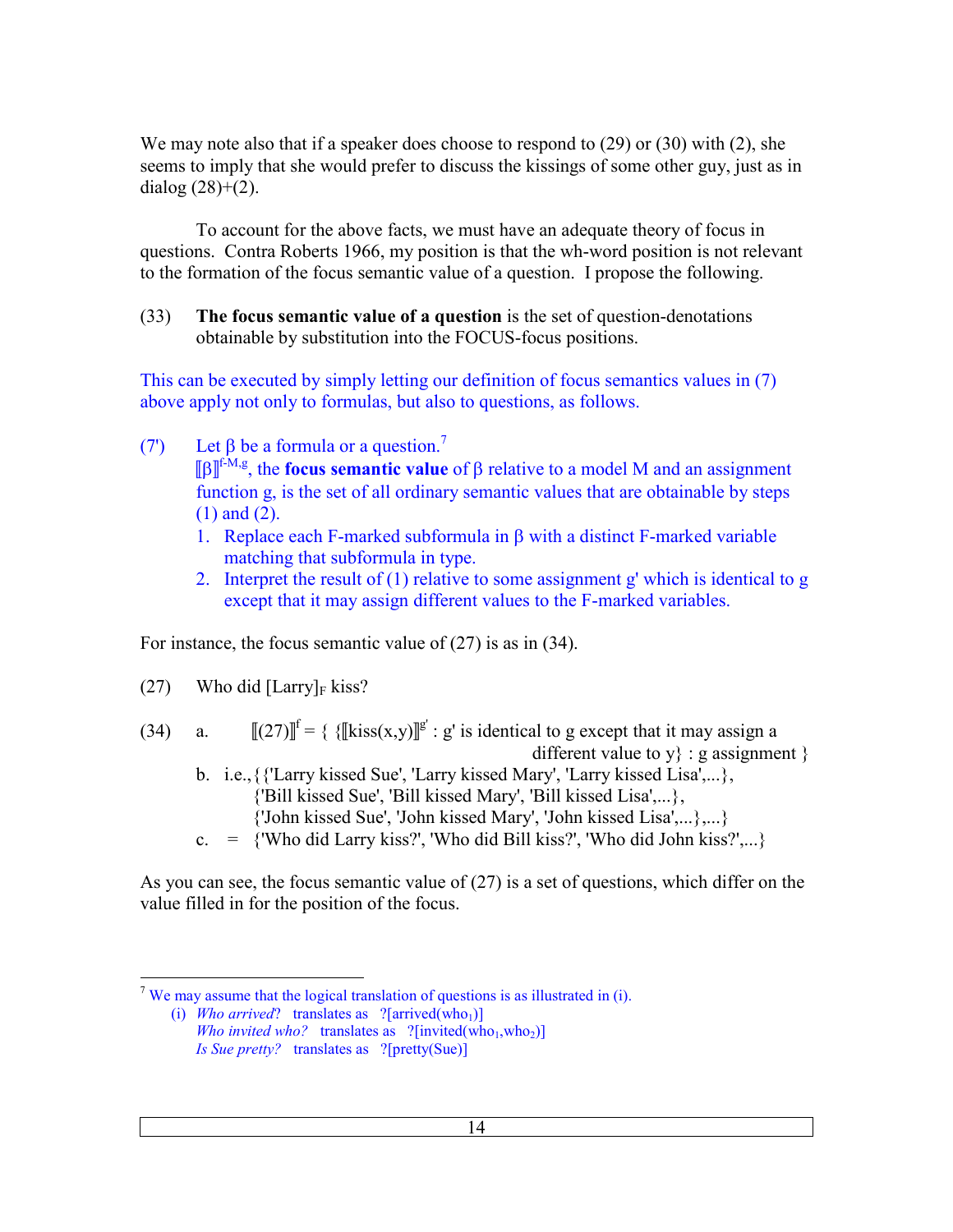We may note also that if a speaker does choose to respond to (29) or (30) with (2), she seems to imply that she would prefer to discuss the kissings of some other guy, just as in dialog (28)+(2).

To account for the above facts, we must have an adequate theory of focus in questions. Contra Roberts 1966, my position is that the wh-word position is not relevant to the formation of the focus semantic value of a question. I propose the following.

(33) **The focus semantic value of a question** is the set of question-denotations obtainable by substitution into the FOCUS-focus positions.

This can be executed by simply letting our definition of focus semantics values in (7) above apply not only to formulas, but also to questions, as follows.

(7') Let β be a formula or a question.[7]
$[\![\beta]\!]^{f\text{-}M,g}$, the **focus semantic value** of β relative to a model M and an assignment function g, is the set of all ordinary semantic values that are obtainable by steps (1) and (2).

1. Replace each F-marked subformula in β with a distinct F-marked variable matching that subformula in type.
2. Interpret the result of (1) relative to some assignment g' which is identical to g except that it may assign different values to the F-marked variables.

For instance, the focus semantic value of (27) is as in (34).

(27) Who did $[\text{Larry}]_F$ kiss?

(34) a. $[\![(27)]\!]^f = \{ \{[\![\text{kiss}(x,y)]\!]^{g'} : \text{g' is identical to g except that it may assign a different value to y}\} : \text{g assignment} \}$

b. i.e.,{{'Larry kissed Sue', 'Larry kissed Mary', 'Larry kissed Lisa',...},
{'Bill kissed Sue', 'Bill kissed Mary', 'Bill kissed Lisa',...},
{'John kissed Sue', 'John kissed Mary', 'John kissed Lisa',...},...}

c. = {'Who did Larry kiss?', 'Who did Bill kiss?', 'Who did John kiss?',...}

As you can see, the focus semantic value of (27) is a set of questions, which differ on the value filled in for the position of the focus.

---

[7] We may assume that the logical translation of questions is as illustrated in (i).

(i) *Who arrived*? translates as $?[\text{arrived}(\text{who}_1)]$
*Who invited who?* translates as $?[\text{invited}(\text{who}_1,\text{who}_2)]$
*Is Sue pretty?* translates as $?[\text{pretty}(\text{Sue})]$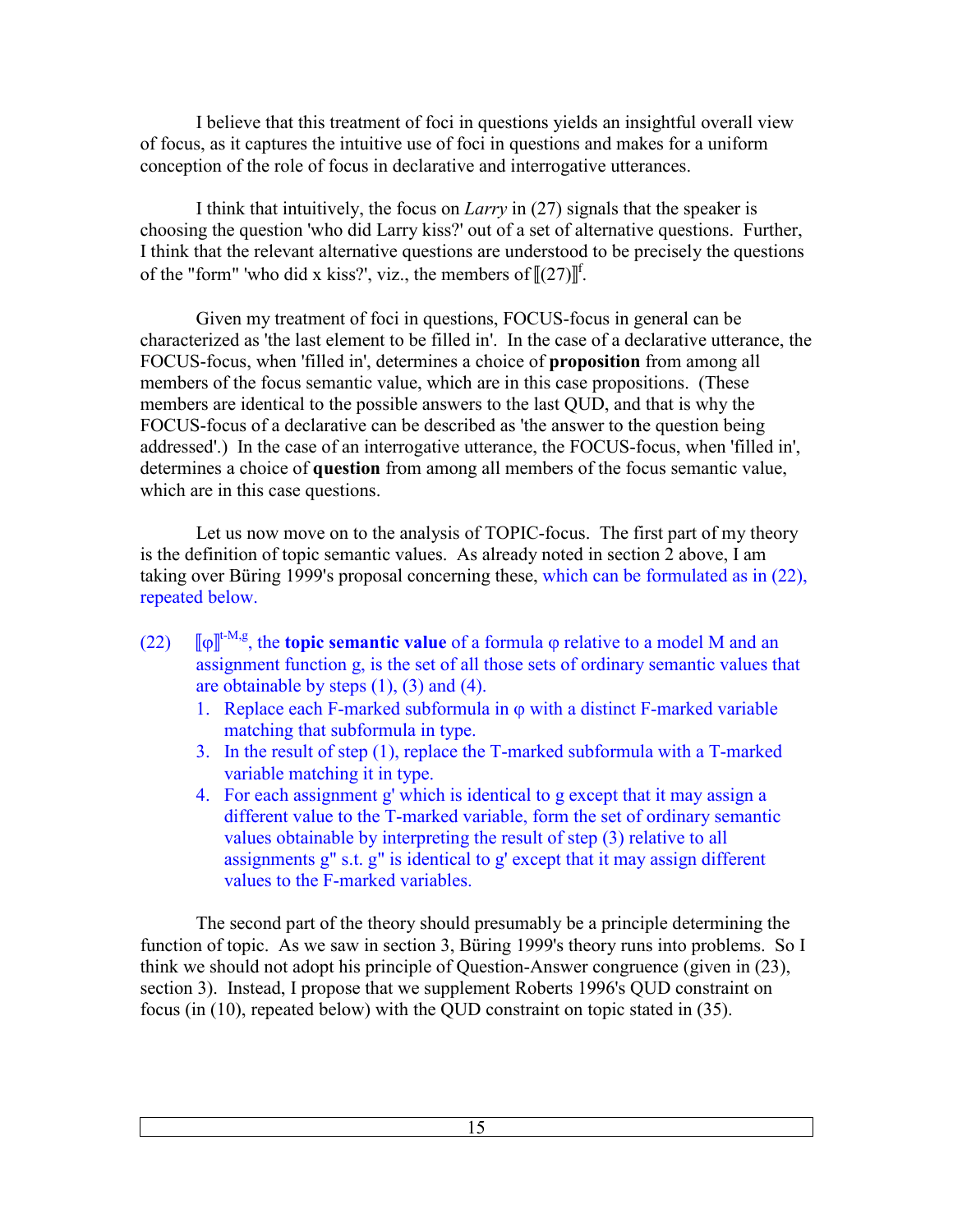I believe that this treatment of foci in questions yields an insightful overall view of focus, as it captures the intuitive use of foci in questions and makes for a uniform conception of the role of focus in declarative and interrogative utterances.

I think that intuitively, the focus on *Larry* in (27) signals that the speaker is choosing the question 'who did Larry kiss?' out of a set of alternative questions. Further, I think that the relevant alternative questions are understood to be precisely the questions of the "form" 'who did x kiss?', viz., the members of $[\![(27)]\!]^f$.

Given my treatment of foci in questions, FOCUS-focus in general can be characterized as 'the last element to be filled in'. In the case of a declarative utterance, the FOCUS-focus, when 'filled in', determines a choice of **proposition** from among all members of the focus semantic value, which are in this case propositions. (These members are identical to the possible answers to the last QUD, and that is why the FOCUS-focus of a declarative can be described as 'the answer to the question being addressed'.) In the case of an interrogative utterance, the FOCUS-focus, when 'filled in', determines a choice of **question** from among all members of the focus semantic value, which are in this case questions.

Let us now move on to the analysis of TOPIC-focus. The first part of my theory is the definition of topic semantic values. As already noted in section 2 above, I am taking over Büring 1999's proposal concerning these, which can be formulated as in (22), repeated below.

(22) $[\![\varphi]\!]^{t\text{-}M,g}$, the **topic semantic value** of a formula φ relative to a model M and an assignment function g, is the set of all those sets of ordinary semantic values that are obtainable by steps (1), (3) and (4).

1. Replace each F-marked subformula in φ with a distinct F-marked variable matching that subformula in type.
3. In the result of step (1), replace the T-marked subformula with a T-marked variable matching it in type.
4. For each assignment g' which is identical to g except that it may assign a different value to the T-marked variable, form the set of ordinary semantic values obtainable by interpreting the result of step (3) relative to all assignments g'' s.t. g'' is identical to g' except that it may assign different values to the F-marked variables.

The second part of the theory should presumably be a principle determining the function of topic. As we saw in section 3, Büring 1999's theory runs into problems. So I think we should not adopt his principle of Question-Answer congruence (given in (23), section 3). Instead, I propose that we supplement Roberts 1996's QUD constraint on focus (in (10), repeated below) with the QUD constraint on topic stated in (35).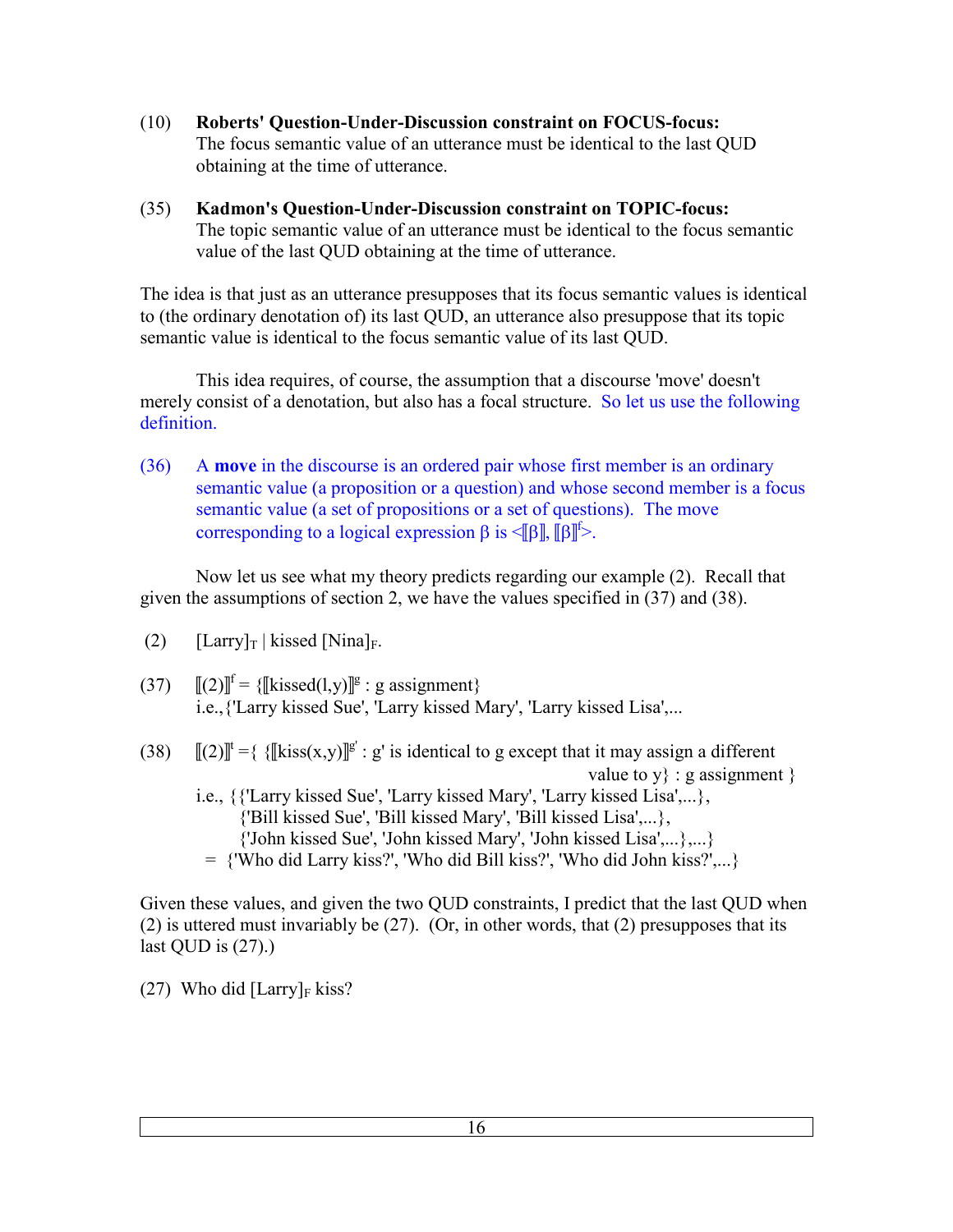(10) **Roberts' Question-Under-Discussion constraint on FOCUS-focus:**
The focus semantic value of an utterance must be identical to the last QUD obtaining at the time of utterance.

(35) **Kadmon's Question-Under-Discussion constraint on TOPIC-focus:**
The topic semantic value of an utterance must be identical to the focus semantic value of the last QUD obtaining at the time of utterance.

The idea is that just as an utterance presupposes that its focus semantic values is identical to (the ordinary denotation of) its last QUD, an utterance also presuppose that its topic semantic value is identical to the focus semantic value of its last QUD.

This idea requires, of course, the assumption that a discourse 'move' doesn't merely consist of a denotation, but also has a focal structure. So let us use the following definition.

(36) A **move** in the discourse is an ordered pair whose first member is an ordinary semantic value (a proposition or a question) and whose second member is a focus semantic value (a set of propositions or a set of questions). The move corresponding to a logical expression β is $<[\![\beta]\!], [\![\beta]\!]^f>$.

Now let us see what my theory predicts regarding our example (2). Recall that given the assumptions of section 2, we have the values specified in (37) and (38).

(2) $[\text{Larry}]_T$ | kissed $[\text{Nina}]_F$.

(37) $[\![(2)]\!]^f = \{[\![\text{kissed}(l,y)]\!]^g : g \text{ assignment}\}$
i.e.,{'Larry kissed Sue', 'Larry kissed Mary', 'Larry kissed Lisa',...

(38) $[\![(2)]\!]^t = \{\ \{[\![\text{kiss}(x,y)]\!]^{g'} : g' \text{ is identical to g except that it may assign a different value to y}\} : g \text{ assignment}\ \}$
i.e., {{'Larry kissed Sue', 'Larry kissed Mary', 'Larry kissed Lisa',...},
{'Bill kissed Sue', 'Bill kissed Mary', 'Bill kissed Lisa',...},
{'John kissed Sue', 'John kissed Mary', 'John kissed Lisa',...},...}
= {'Who did Larry kiss?', 'Who did Bill kiss?', 'Who did John kiss?',...}

Given these values, and given the two QUD constraints, I predict that the last QUD when (2) is uttered must invariably be (27). (Or, in other words, that (2) presupposes that its last QUD is (27).)

(27) Who did $[\text{Larry}]_F$ kiss?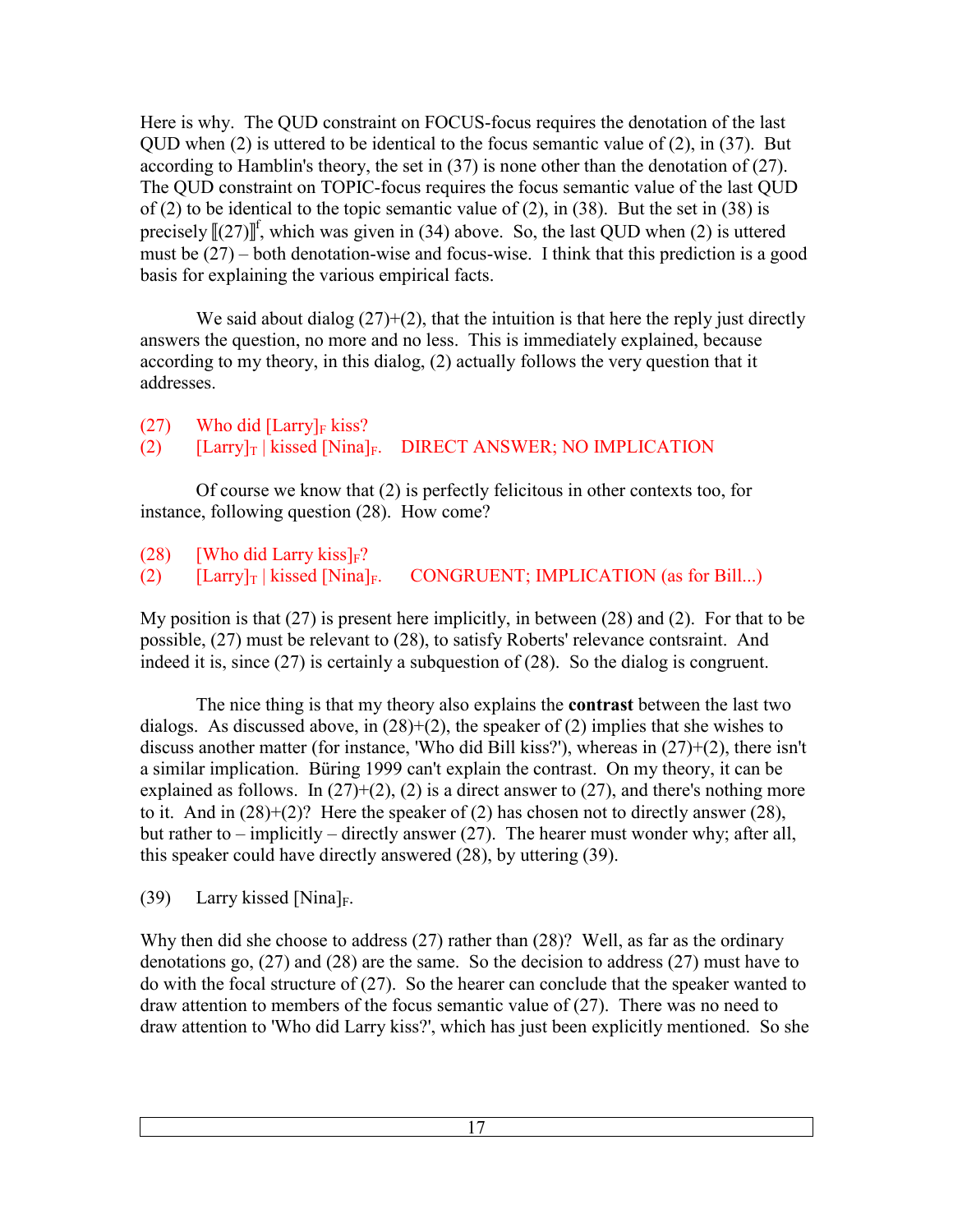Here is why. The QUD constraint on FOCUS-focus requires the denotation of the last QUD when (2) is uttered to be identical to the focus semantic value of (2), in (37). But according to Hamblin's theory, the set in (37) is none other than the denotation of (27). The QUD constraint on TOPIC-focus requires the focus semantic value of the last QUD of (2) to be identical to the topic semantic value of (2), in (38). But the set in (38) is precisely $[\![(27)]\!]^f$, which was given in (34) above. So, the last QUD when (2) is uttered must be (27) – both denotation-wise and focus-wise. I think that this prediction is a good basis for explaining the various empirical facts.

We said about dialog (27)+(2), that the intuition is that here the reply just directly answers the question, no more and no less. This is immediately explained, because according to my theory, in this dialog, (2) actually follows the very question that it addresses.

(27) Who did $[\text{Larry}]_F$ kiss?
(2) $[\text{Larry}]_T$ | kissed $[\text{Nina}]_F$. DIRECT ANSWER; NO IMPLICATION

Of course we know that (2) is perfectly felicitous in other contexts too, for instance, following question (28). How come?

(28) $[\text{Who did Larry kiss}]_F$?
(2) $[\text{Larry}]_T$ | kissed $[\text{Nina}]_F$. CONGRUENT; IMPLICATION (as for Bill...)

My position is that (27) is present here implicitly, in between (28) and (2). For that to be possible, (27) must be relevant to (28), to satisfy Roberts' relevance contsraint. And indeed it is, since (27) is certainly a subquestion of (28). So the dialog is congruent.

The nice thing is that my theory also explains the **contrast** between the last two dialogs. As discussed above, in (28)+(2), the speaker of (2) implies that she wishes to discuss another matter (for instance, 'Who did Bill kiss?'), whereas in (27)+(2), there isn't a similar implication. Büring 1999 can't explain the contrast. On my theory, it can be explained as follows. In (27)+(2), (2) is a direct answer to (27), and there's nothing more to it. And in (28)+(2)? Here the speaker of (2) has chosen not to directly answer (28), but rather to – implicitly – directly answer (27). The hearer must wonder why; after all, this speaker could have directly answered (28), by uttering (39).

(39) Larry kissed $[\text{Nina}]_F$.

Why then did she choose to address (27) rather than (28)? Well, as far as the ordinary denotations go, (27) and (28) are the same. So the decision to address (27) must have to do with the focal structure of (27). So the hearer can conclude that the speaker wanted to draw attention to members of the focus semantic value of (27). There was no need to draw attention to 'Who did Larry kiss?', which has just been explicitly mentioned. So she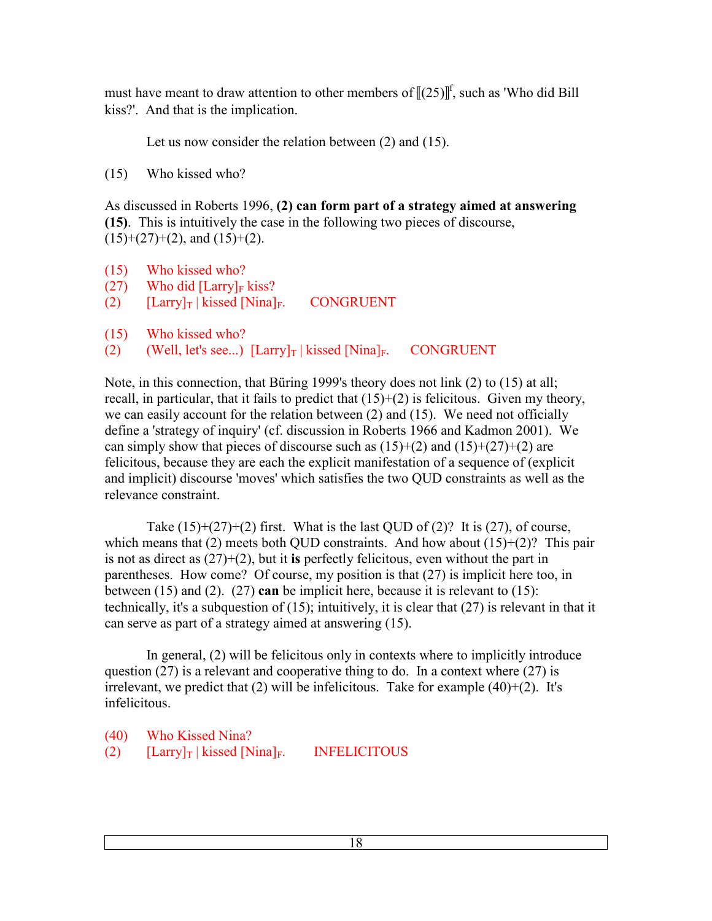must have meant to draw attention to other members of $[\![(25)]\!]^f$, such as 'Who did Bill kiss?'. And that is the implication.

Let us now consider the relation between (2) and (15).

(15) Who kissed who?

As discussed in Roberts 1996, **(2) can form part of a strategy aimed at answering (15)**. This is intuitively the case in the following two pieces of discourse, (15)+(27)+(2), and (15)+(2).

(15) Who kissed who?
(27) Who did [Larry]$_F$ kiss?
(2) [Larry]$_T$ | kissed [Nina]$_F$. CONGRUENT

(15) Who kissed who?
(2) (Well, let's see...) [Larry]$_T$ | kissed [Nina]$_F$. CONGRUENT

Note, in this connection, that Büring 1999's theory does not link (2) to (15) at all; recall, in particular, that it fails to predict that (15)+(2) is felicitous. Given my theory, we can easily account for the relation between (2) and (15). We need not officially define a 'strategy of inquiry' (cf. discussion in Roberts 1966 and Kadmon 2001). We can simply show that pieces of discourse such as (15)+(2) and (15)+(27)+(2) are felicitous, because they are each the explicit manifestation of a sequence of (explicit and implicit) discourse 'moves' which satisfies the two QUD constraints as well as the relevance constraint.

Take (15)+(27)+(2) first. What is the last QUD of (2)? It is (27), of course, which means that (2) meets both QUD constraints. And how about (15)+(2)? This pair is not as direct as (27)+(2), but it **is** perfectly felicitous, even without the part in parentheses. How come? Of course, my position is that (27) is implicit here too, in between (15) and (2). (27) **can** be implicit here, because it is relevant to (15): technically, it's a subquestion of (15); intuitively, it is clear that (27) is relevant in that it can serve as part of a strategy aimed at answering (15).

In general, (2) will be felicitous only in contexts where to implicitly introduce question (27) is a relevant and cooperative thing to do. In a context where (27) is irrelevant, we predict that (2) will be infelicitous. Take for example (40)+(2). It's infelicitous.

(40) Who Kissed Nina?
(2) [Larry]$_T$ | kissed [Nina]$_F$. INFELICITOUS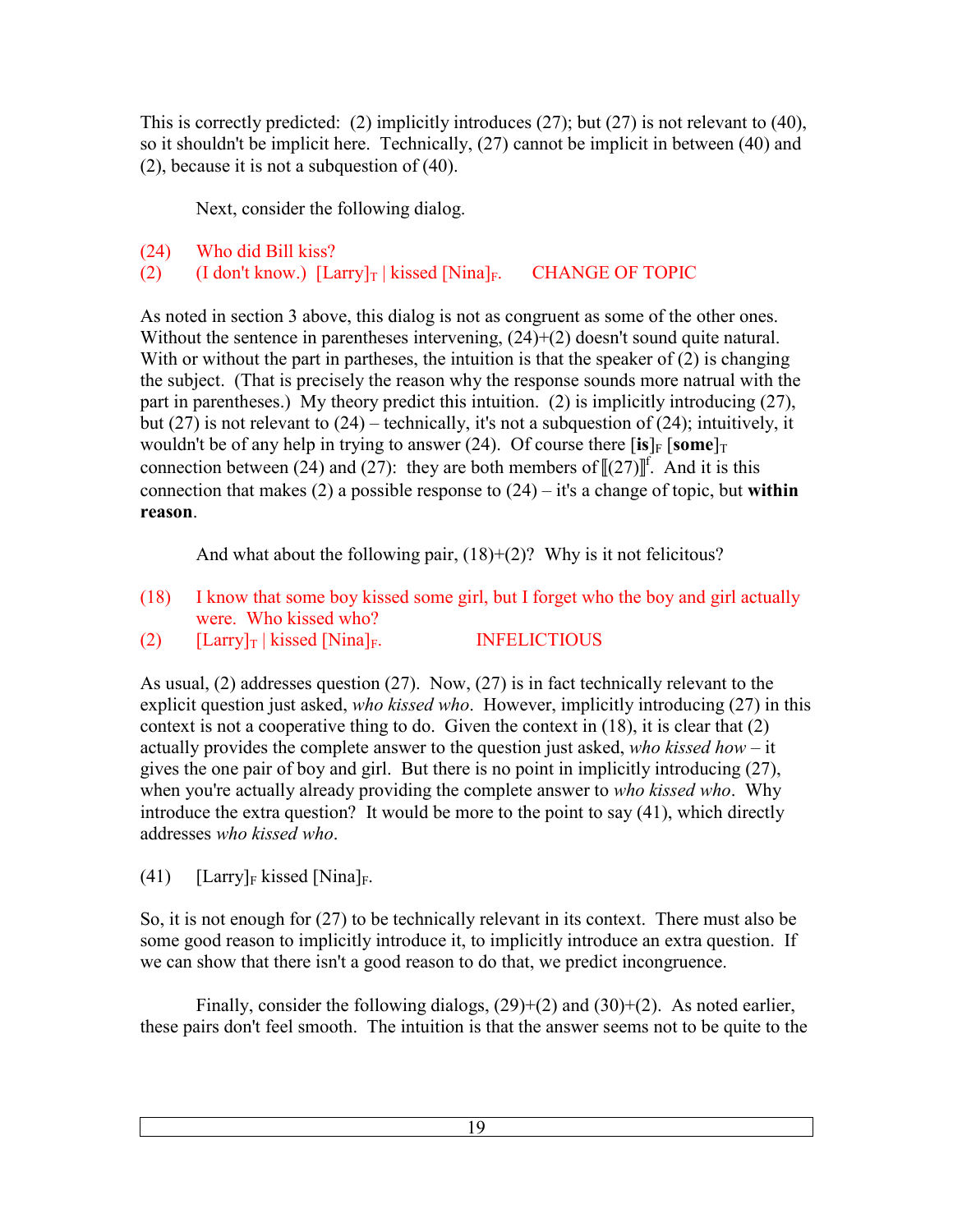This is correctly predicted: (2) implicitly introduces (27); but (27) is not relevant to (40), so it shouldn't be implicit here. Technically, (27) cannot be implicit in between (40) and (2), because it is not a subquestion of (40).

Next, consider the following dialog.

(24) Who did Bill kiss?
(2) (I don't know.) [Larry]$_T$ | kissed [Nina]$_F$. CHANGE OF TOPIC

As noted in section 3 above, this dialog is not as congruent as some of the other ones. Without the sentence in parentheses intervening, (24)+(2) doesn't sound quite natural. With or without the part in partheses, the intuition is that the speaker of (2) is changing the subject. (That is precisely the reason why the response sounds more natrual with the part in parentheses.) My theory predict this intuition. (2) is implicitly introducing (27), but (27) is not relevant to (24) – technically, it's not a subquestion of (24); intuitively, it wouldn't be of any help in trying to answer (24). Of course there [**is**]$_F$ [**some**]$_T$ connection between (24) and (27): they are both members of $[\![(27)]\!]^f$. And it is this connection that makes (2) a possible response to (24) – it's a change of topic, but **within reason**.

And what about the following pair, (18)+(2)? Why is it not felicitous?

(18) I know that some boy kissed some girl, but I forget who the boy and girl actually were. Who kissed who?
(2) [Larry]$_T$ | kissed [Nina]$_F$. INFELICTIOUS

As usual, (2) addresses question (27). Now, (27) is in fact technically relevant to the explicit question just asked, *who kissed who*. However, implicitly introducing (27) in this context is not a cooperative thing to do. Given the context in (18), it is clear that (2) actually provides the complete answer to the question just asked, *who kissed how* – it gives the one pair of boy and girl. But there is no point in implicitly introducing (27), when you're actually already providing the complete answer to *who kissed who*. Why introduce the extra question? It would be more to the point to say (41), which directly addresses *who kissed who*.

(41) [Larry]$_F$ kissed [Nina]$_F$.

So, it is not enough for (27) to be technically relevant in its context. There must also be some good reason to implicitly introduce it, to implicitly introduce an extra question. If we can show that there isn't a good reason to do that, we predict incongruence.

Finally, consider the following dialogs, (29)+(2) and (30)+(2). As noted earlier, these pairs don't feel smooth. The intuition is that the answer seems not to be quite to the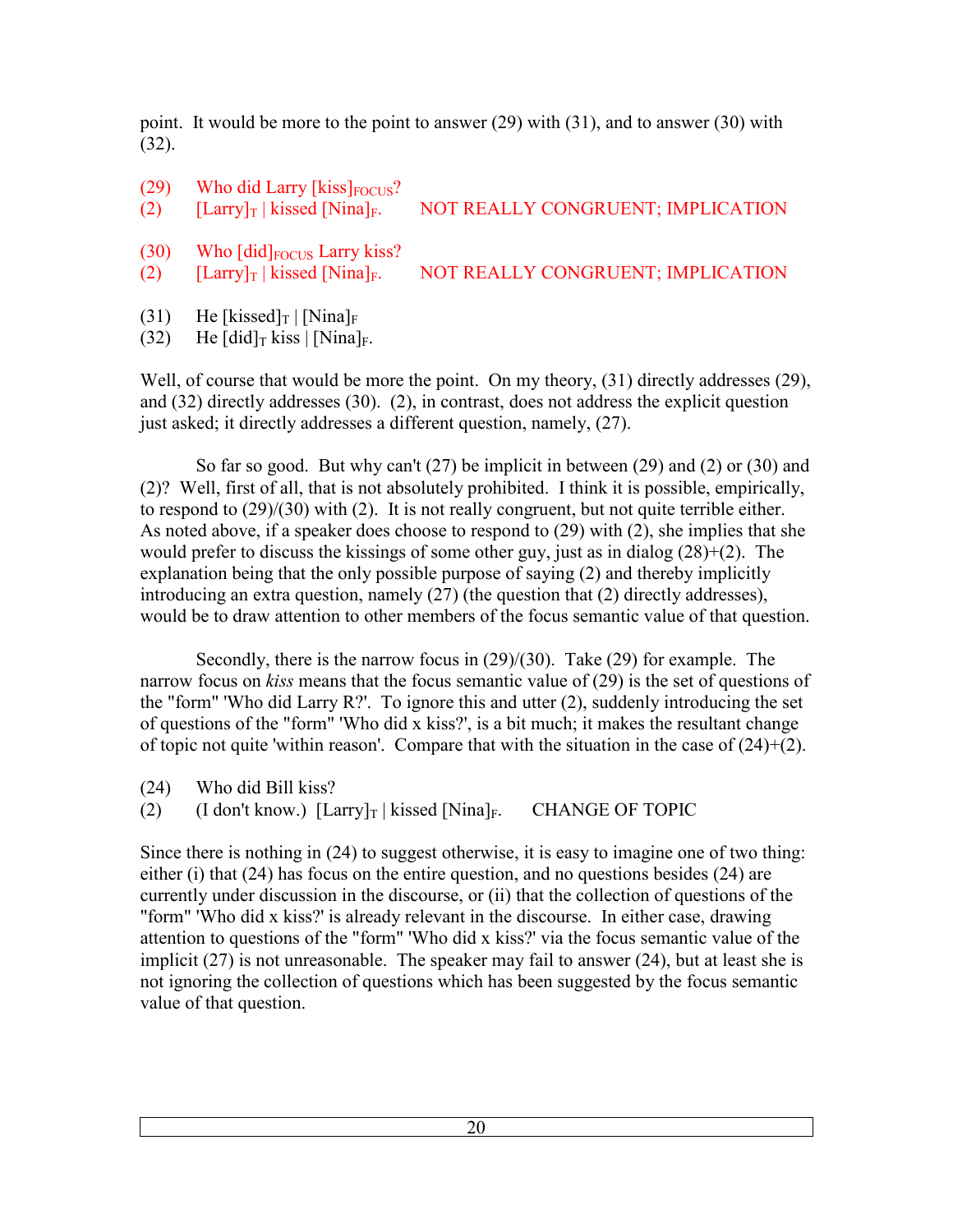point. It would be more to the point to answer (29) with (31), and to answer (30) with (32).

(29) Who did Larry $[\text{kiss}]_{\text{FOCUS}}$?
(2) $[\text{Larry}]_T$ | kissed $[\text{Nina}]_F$. NOT REALLY CONGRUENT; IMPLICATION

(30) Who $[\text{did}]_{\text{FOCUS}}$ Larry kiss?
(2) $[\text{Larry}]_T$ | kissed $[\text{Nina}]_F$. NOT REALLY CONGRUENT; IMPLICATION

(31) He $[\text{kissed}]_T$ | $[\text{Nina}]_F$
(32) He $[\text{did}]_T$ kiss | $[\text{Nina}]_F$.

Well, of course that would be more the point. On my theory, (31) directly addresses (29), and (32) directly addresses (30). (2), in contrast, does not address the explicit question just asked; it directly addresses a different question, namely, (27).

So far so good. But why can't (27) be implicit in between (29) and (2) or (30) and (2)? Well, first of all, that is not absolutely prohibited. I think it is possible, empirically, to respond to (29)/(30) with (2). It is not really congruent, but not quite terrible either. As noted above, if a speaker does choose to respond to (29) with (2), she implies that she would prefer to discuss the kissings of some other guy, just as in dialog (28)+(2). The explanation being that the only possible purpose of saying (2) and thereby implicitly introducing an extra question, namely (27) (the question that (2) directly addresses), would be to draw attention to other members of the focus semantic value of that question.

Secondly, there is the narrow focus in (29)/(30). Take (29) for example. The narrow focus on *kiss* means that the focus semantic value of (29) is the set of questions of the "form" 'Who did Larry R?'. To ignore this and utter (2), suddenly introducing the set of questions of the "form" 'Who did x kiss?', is a bit much; it makes the resultant change of topic not quite 'within reason'. Compare that with the situation in the case of (24)+(2).

(24) Who did Bill kiss?
(2) (I don't know.) $[\text{Larry}]_T$ | kissed $[\text{Nina}]_F$. CHANGE OF TOPIC

Since there is nothing in (24) to suggest otherwise, it is easy to imagine one of two thing: either (i) that (24) has focus on the entire question, and no questions besides (24) are currently under discussion in the discourse, or (ii) that the collection of questions of the "form" 'Who did x kiss?' is already relevant in the discourse. In either case, drawing attention to questions of the "form" 'Who did x kiss?' via the focus semantic value of the implicit (27) is not unreasonable. The speaker may fail to answer (24), but at least she is not ignoring the collection of questions which has been suggested by the focus semantic value of that question.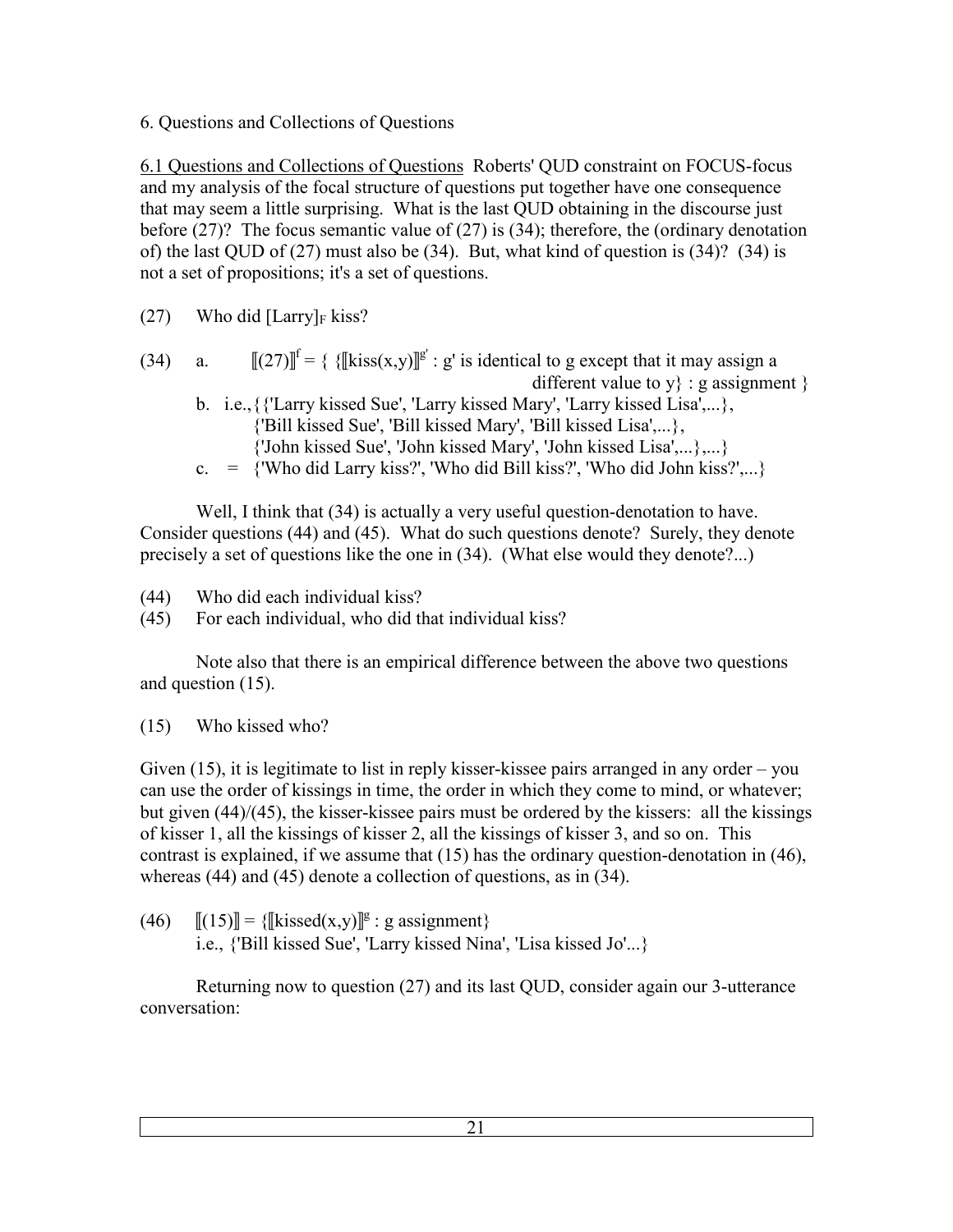## 6. Questions and Collections of Questions

<u>6.1 Questions and Collections of Questions</u> Roberts' QUD constraint on FOCUS-focus and my analysis of the focal structure of questions put together have one consequence that may seem a little surprising. What is the last QUD obtaining in the discourse just before (27)? The focus semantic value of (27) is (34); therefore, the (ordinary denotation of) the last QUD of (27) must also be (34). But, what kind of question is (34)? (34) is not a set of propositions; it's a set of questions.

(27) Who did $[\text{Larry}]_F$ kiss?

(34) a. $[\![(27)]\!]^f = \{ \{[\![\text{kiss}(x,y)]\!]^{g'} : g' \text{ is identical to } g \text{ except that it may assign a different value to } y\} : g \text{ assignment} \}$

b. i.e., {{'Larry kissed Sue', 'Larry kissed Mary', 'Larry kissed Lisa',...},
{'Bill kissed Sue', 'Bill kissed Mary', 'Bill kissed Lisa',...},
{'John kissed Sue', 'John kissed Mary', 'John kissed Lisa',...},...}

c. = {'Who did Larry kiss?', 'Who did Bill kiss?', 'Who did John kiss?',...}

Well, I think that (34) is actually a very useful question-denotation to have. Consider questions (44) and (45). What do such questions denote? Surely, they denote precisely a set of questions like the one in (34). (What else would they denote?...)

(44) Who did each individual kiss?

(45) For each individual, who did that individual kiss?

Note also that there is an empirical difference between the above two questions and question (15).

(15) Who kissed who?

Given (15), it is legitimate to list in reply kisser-kissee pairs arranged in any order – you can use the order of kissings in time, the order in which they come to mind, or whatever; but given (44)/(45), the kisser-kissee pairs must be ordered by the kissers: all the kissings of kisser 1, all the kissings of kisser 2, all the kissings of kisser 3, and so on. This contrast is explained, if we assume that (15) has the ordinary question-denotation in (46), whereas (44) and (45) denote a collection of questions, as in (34).

(46) $[\![(15)]\!] = \{[\![\text{kissed}(x,y)]\!]^g : g \text{ assignment}\}$
i.e., {'Bill kissed Sue', 'Larry kissed Nina', 'Lisa kissed Jo'...}

Returning now to question (27) and its last QUD, consider again our 3-utterance conversation: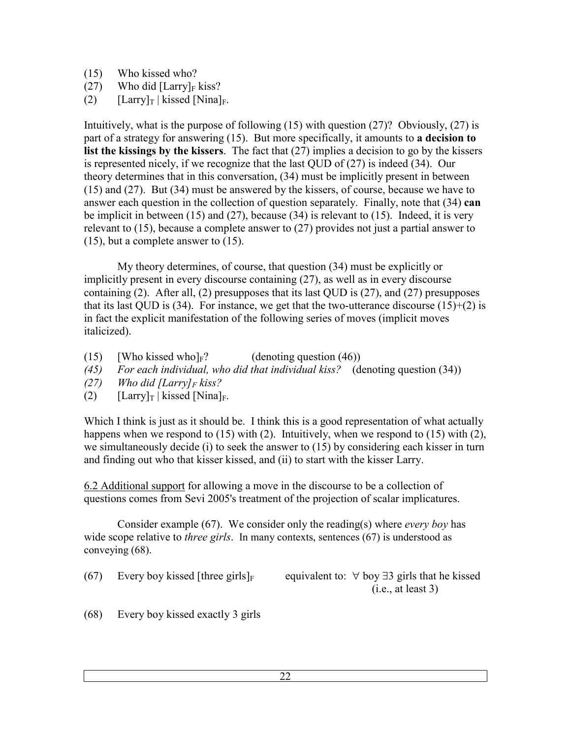(15) Who kissed who?
(27) Who did $[\text{Larry}]_F$ kiss?
(2) $[\text{Larry}]_T$ | kissed $[\text{Nina}]_F$.

Intuitively, what is the purpose of following (15) with question (27)? Obviously, (27) is part of a strategy for answering (15). But more specifically, it amounts to **a decision to list the kissings by the kissers**. The fact that (27) implies a decision to go by the kissers is represented nicely, if we recognize that the last QUD of (27) is indeed (34). Our theory determines that in this conversation, (34) must be implicitly present in between (15) and (27). But (34) must be answered by the kissers, of course, because we have to answer each question in the collection of question separately. Finally, note that (34) **can** be implicit in between (15) and (27), because (34) is relevant to (15). Indeed, it is very relevant to (15), because a complete answer to (27) provides not just a partial answer to (15), but a complete answer to (15).

My theory determines, of course, that question (34) must be explicitly or implicitly present in every discourse containing (27), as well as in every discourse containing (2). After all, (2) presupposes that its last QUD is (27), and (27) presupposes that its last QUD is (34). For instance, we get that the two-utterance discourse (15)+(2) is in fact the explicit manifestation of the following series of moves (implicit moves italicized).

(15) $[\text{Who kissed who}]_F$? (denoting question (46))
*(45) For each individual, who did that individual kiss?* (denoting question (34))
*(27) Who did* $[\textit{Larry}]_F$ *kiss?*
(2) $[\text{Larry}]_T$ | kissed $[\text{Nina}]_F$.

Which I think is just as it should be. I think this is a good representation of what actually happens when we respond to (15) with (2). Intuitively, when we respond to (15) with (2), we simultaneously decide (i) to seek the answer to (15) by considering each kisser in turn and finding out who that kisser kissed, and (ii) to start with the kisser Larry.

<u>6.2 Additional support</u> for allowing a move in the discourse to be a collection of questions comes from Sevi 2005's treatment of the projection of scalar implicatures.

Consider example (67). We consider only the reading(s) where *every boy* has wide scope relative to *three girls*. In many contexts, sentences (67) is understood as conveying (68).

(67) Every boy kissed $[\text{three girls}]_F$ equivalent to: $\forall$ boy $\exists 3$ girls that he kissed (i.e., at least 3)

(68) Every boy kissed exactly 3 girls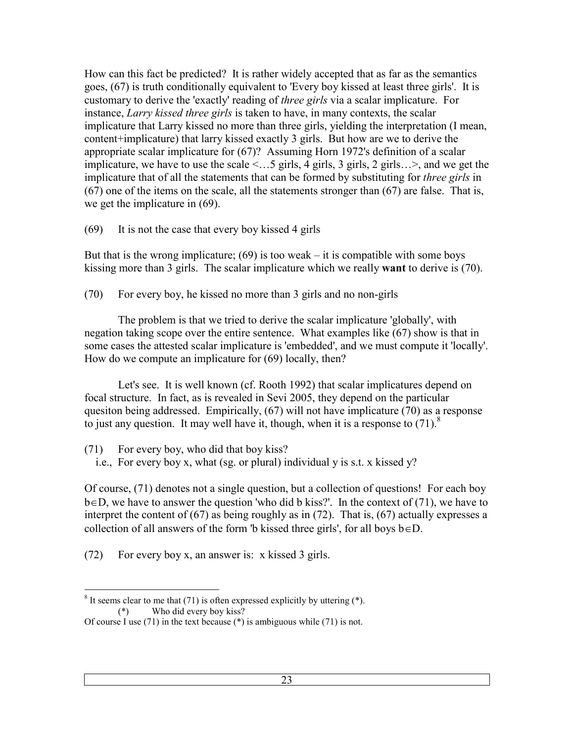How can this fact be predicted? It is rather widely accepted that as far as the semantics goes, (67) is truth conditionally equivalent to 'Every boy kissed at least three girls'. It is customary to derive the 'exactly' reading of *three girls* via a scalar implicature. For instance, *Larry kissed three girls* is taken to have, in many contexts, the scalar implicature that Larry kissed no more than three girls, yielding the interpretation (I mean, content+implicature) that larry kissed exactly 3 girls. But how are we to derive the appropriate scalar implicature for (67)? Assuming Horn 1972's definition of a scalar implicature, we have to use the scale <…5 girls, 4 girls, 3 girls, 2 girls…>, and we get the implicature that of all the statements that can be formed by substituting for *three girls* in (67) one of the items on the scale, all the statements stronger than (67) are false. That is, we get the implicature in (69).

(69) It is not the case that every boy kissed 4 girls

But that is the wrong implicature; (69) is too weak – it is compatible with some boys kissing more than 3 girls. The scalar implicature which we really **want** to derive is (70).

(70) For every boy, he kissed no more than 3 girls and no non-girls

The problem is that we tried to derive the scalar implicature 'globally', with negation taking scope over the entire sentence. What examples like (67) show is that in some cases the attested scalar implicature is 'embedded', and we must compute it 'locally'. How do we compute an implicature for (69) locally, then?

Let's see. It is well known (cf. Rooth 1992) that scalar implicatures depend on focal structure. In fact, as is revealed in Sevi 2005, they depend on the particular quesiton being addressed. Empirically, (67) will not have implicature (70) as a response to just any question. It may well have it, though, when it is a response to (71).[8]

(71) For every boy, who did that boy kiss?
i.e., For every boy x, what (sg. or plural) individual y is s.t. x kissed y?

Of course, (71) denotes not a single question, but a collection of questions! For each boy $b \in D$, we have to answer the question 'who did b kiss?'. In the context of (71), we have to interpret the content of (67) as being roughly as in (72). That is, (67) actually expresses a collection of all answers of the form 'b kissed three girls', for all boys $b \in D$.

(72) For every boy x, an answer is: x kissed 3 girls.

---

[8] It seems clear to me that (71) is often expressed explicitly by uttering (*).
(*) Who did every boy kiss?
Of course I use (71) in the text because (*) is ambiguous while (71) is not.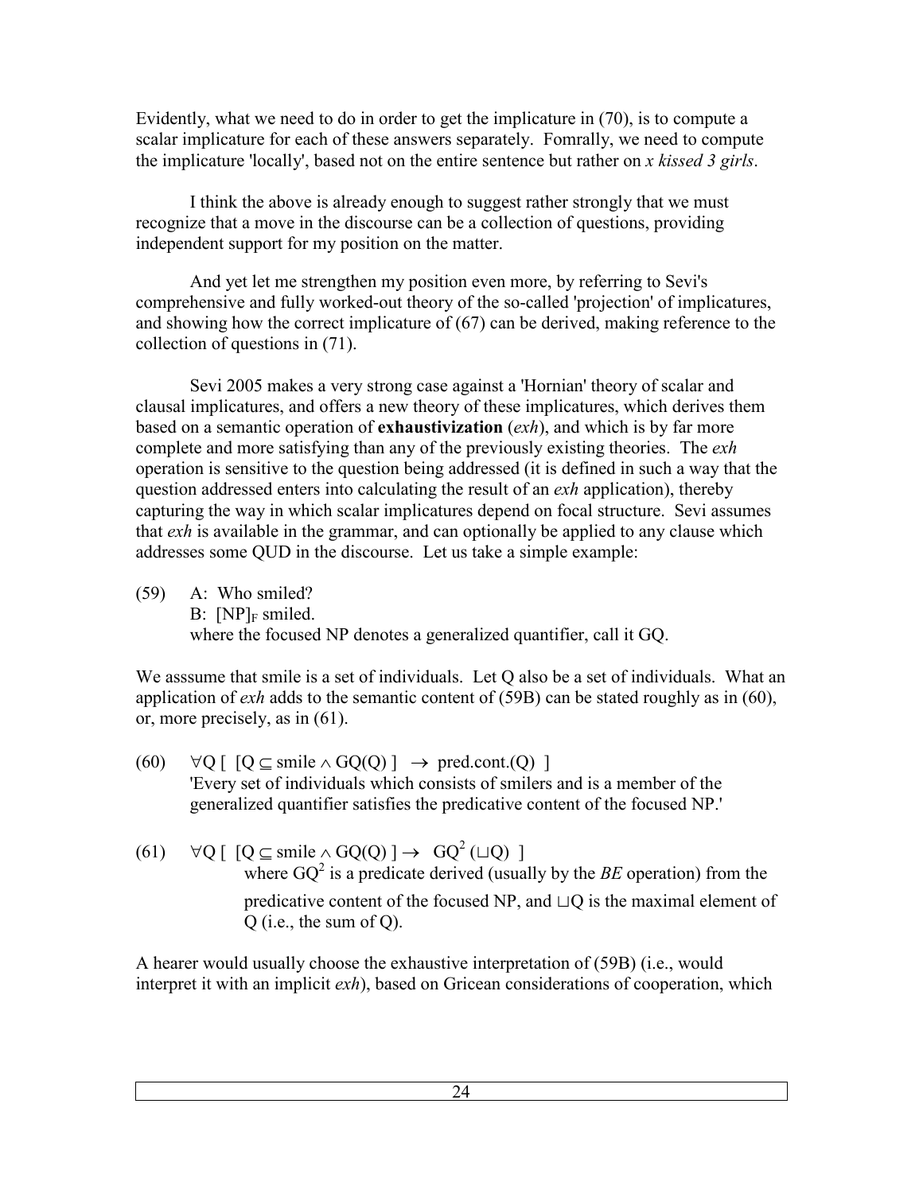Evidently, what we need to do in order to get the implicature in (70), is to compute a scalar implicature for each of these answers separately. Fomrally, we need to compute the implicature 'locally', based not on the entire sentence but rather on *x kissed 3 girls*.

I think the above is already enough to suggest rather strongly that we must recognize that a move in the discourse can be a collection of questions, providing independent support for my position on the matter.

And yet let me strengthen my position even more, by referring to Sevi's comprehensive and fully worked-out theory of the so-called 'projection' of implicatures, and showing how the correct implicature of (67) can be derived, making reference to the collection of questions in (71).

Sevi 2005 makes a very strong case against a 'Hornian' theory of scalar and clausal implicatures, and offers a new theory of these implicatures, which derives them based on a semantic operation of **exhaustivization** (*exh*), and which is by far more complete and more satisfying than any of the previously existing theories. The *exh* operation is sensitive to the question being addressed (it is defined in such a way that the question addressed enters into calculating the result of an *exh* application), thereby capturing the way in which scalar implicatures depend on focal structure. Sevi assumes that *exh* is available in the grammar, and can optionally be applied to any clause which addresses some QUD in the discourse. Let us take a simple example:

(59) A: Who smiled?
B: $[\text{NP}]_F$ smiled.
where the focused NP denotes a generalized quantifier, call it GQ.

We asssume that smile is a set of individuals. Let Q also be a set of individuals. What an application of *exh* adds to the semantic content of (59B) can be stated roughly as in (60), or, more precisely, as in (61).

(60) $\forall Q\ [\ [Q \subseteq \text{smile} \wedge GQ(Q)\ ]\ \rightarrow\ \text{pred.cont.}(Q)\ ]$
'Every set of individuals which consists of smilers and is a member of the generalized quantifier satisfies the predicative content of the focused NP.'

(61) $\forall Q\ [\ [Q \subseteq \text{smile} \wedge GQ(Q)\ ] \rightarrow\ GQ^2\ (\sqcup Q)\ ]$
where $GQ^2$ is a predicate derived (usually by the *BE* operation) from the predicative content of the focused NP, and $\sqcup Q$ is the maximal element of Q (i.e., the sum of Q).

A hearer would usually choose the exhaustive interpretation of (59B) (i.e., would interpret it with an implicit *exh*), based on Gricean considerations of cooperation, which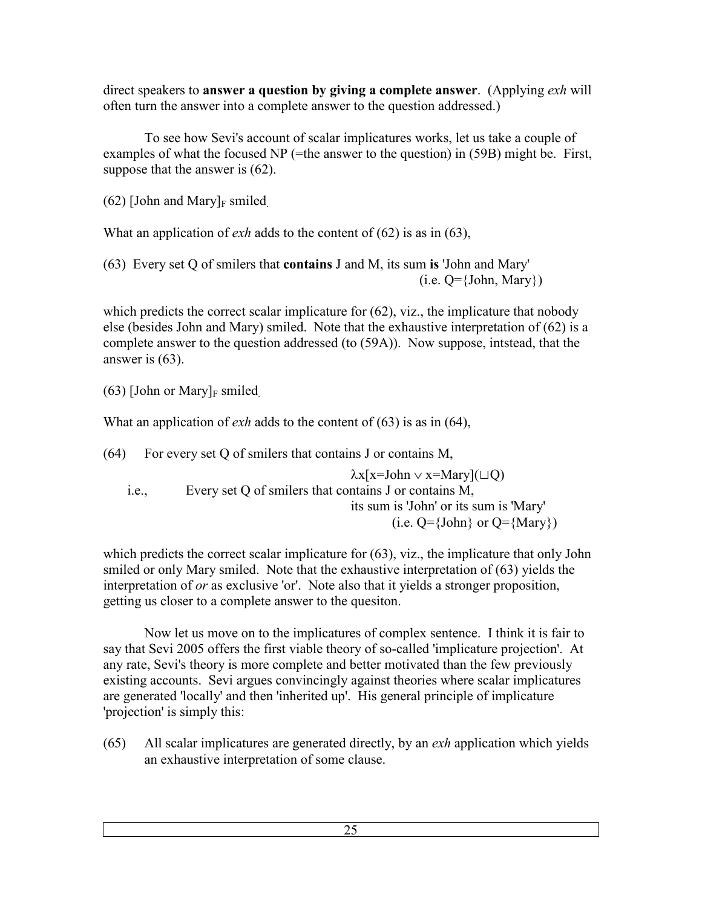direct speakers to **answer a question by giving a complete answer**. (Applying *exh* will often turn the answer into a complete answer to the question addressed.)

To see how Sevi's account of scalar implicatures works, let us take a couple of examples of what the focused NP (=the answer to the question) in (59B) might be. First, suppose that the answer is (62).

(62) [John and Mary]$_F$ smiled.

What an application of *exh* adds to the content of (62) is as in (63),

(63) Every set Q of smilers that **contains** J and M, its sum **is** 'John and Mary' (i.e. Q={John, Mary})

which predicts the correct scalar implicature for (62), viz., the implicature that nobody else (besides John and Mary) smiled. Note that the exhaustive interpretation of (62) is a complete answer to the question addressed (to (59A)). Now suppose, intstead, that the answer is (63).

(63) [John or Mary]$_F$ smiled.

What an application of *exh* adds to the content of (63) is as in (64),

(64) For every set Q of smilers that contains J or contains M,

$$\lambda x[x=\text{John} \vee x=\text{Mary}](\sqcup Q)$$

i.e., Every set Q of smilers that contains J or contains M, its sum is 'John' or its sum is 'Mary' (i.e. Q={John} or Q={Mary})

which predicts the correct scalar implicature for (63), viz., the implicature that only John smiled or only Mary smiled. Note that the exhaustive interpretation of (63) yields the interpretation of *or* as exclusive 'or'. Note also that it yields a stronger proposition, getting us closer to a complete answer to the quesiton.

Now let us move on to the implicatures of complex sentence. I think it is fair to say that Sevi 2005 offers the first viable theory of so-called 'implicature projection'. At any rate, Sevi's theory is more complete and better motivated than the few previously existing accounts. Sevi argues convincingly against theories where scalar implicatures are generated 'locally' and then 'inherited up'. His general principle of implicature 'projection' is simply this:

(65) All scalar implicatures are generated directly, by an *exh* application which yields an exhaustive interpretation of some clause.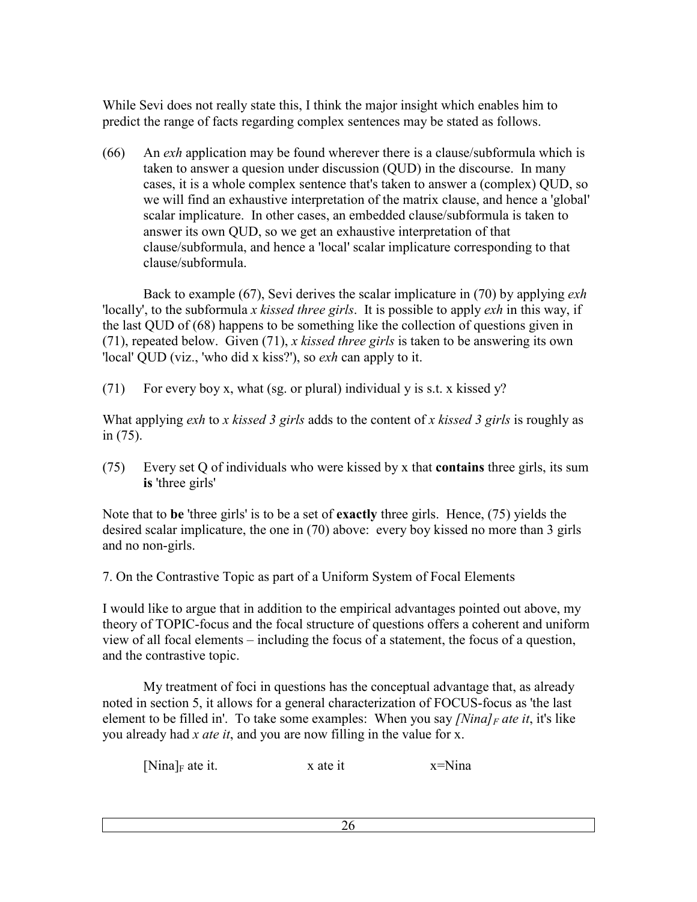While Sevi does not really state this, I think the major insight which enables him to predict the range of facts regarding complex sentences may be stated as follows.

(66) An *exh* application may be found wherever there is a clause/subformula which is taken to answer a quesion under discussion (QUD) in the discourse. In many cases, it is a whole complex sentence that's taken to answer a (complex) QUD, so we will find an exhaustive interpretation of the matrix clause, and hence a 'global' scalar implicature. In other cases, an embedded clause/subformula is taken to answer its own QUD, so we get an exhaustive interpretation of that clause/subformula, and hence a 'local' scalar implicature corresponding to that clause/subformula.

Back to example (67), Sevi derives the scalar implicature in (70) by applying *exh* 'locally', to the subformula *x kissed three girls*. It is possible to apply *exh* in this way, if the last QUD of (68) happens to be something like the collection of questions given in (71), repeated below. Given (71), *x kissed three girls* is taken to be answering its own 'local' QUD (viz., 'who did x kiss?'), so *exh* can apply to it.

(71) For every boy x, what (sg. or plural) individual y is s.t. x kissed y?

What applying *exh* to *x kissed 3 girls* adds to the content of *x kissed 3 girls* is roughly as in (75).

(75) Every set Q of individuals who were kissed by x that **contains** three girls, its sum **is** 'three girls'

Note that to **be** 'three girls' is to be a set of **exactly** three girls. Hence, (75) yields the desired scalar implicature, the one in (70) above: every boy kissed no more than 3 girls and no non-girls.

7. On the Contrastive Topic as part of a Uniform System of Focal Elements

I would like to argue that in addition to the empirical advantages pointed out above, my theory of TOPIC-focus and the focal structure of questions offers a coherent and uniform view of all focal elements – including the focus of a statement, the focus of a question, and the contrastive topic.

My treatment of foci in questions has the conceptual advantage that, as already noted in section 5, it allows for a general characterization of FOCUS-focus as 'the last element to be filled in'. To take some examples: When you say *[Nina]$_F$ ate it*, it's like you already had *x ate it*, and you are now filling in the value for x.

[Nina]$_F$ ate it. x ate it x=Nina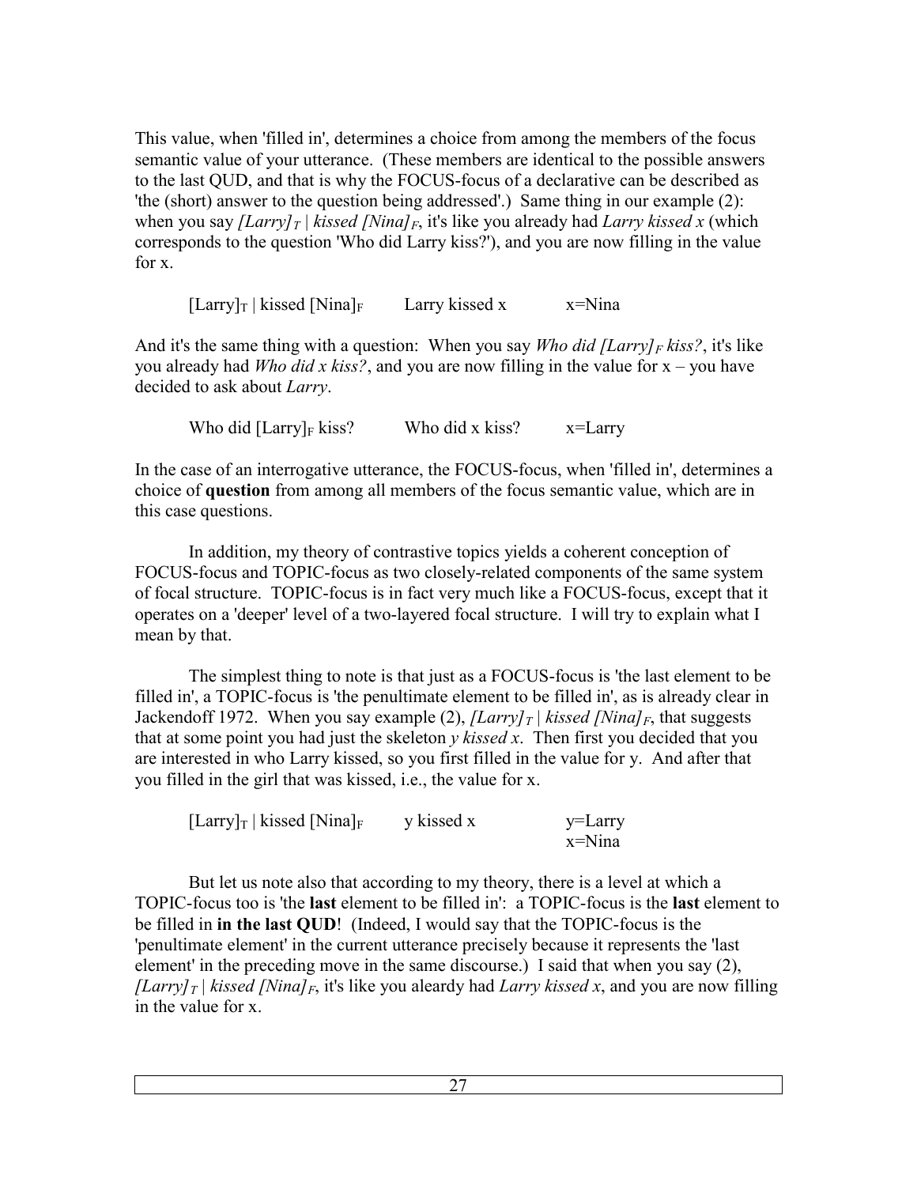This value, when 'filled in', determines a choice from among the members of the focus semantic value of your utterance. (These members are identical to the possible answers to the last QUD, and that is why the FOCUS-focus of a declarative can be described as 'the (short) answer to the question being addressed'.) Same thing in our example (2): when you say *[Larry]$_T$ | kissed [Nina]$_F$*, it's like you already had *Larry kissed x* (which corresponds to the question 'Who did Larry kiss?'), and you are now filling in the value for x.

[Larry]$_T$ | kissed [Nina]$_F$ &nbsp;&nbsp;&nbsp;&nbsp; Larry kissed x &nbsp;&nbsp;&nbsp;&nbsp; x=Nina

And it's the same thing with a question: When you say *Who did [Larry]$_F$ kiss?*, it's like you already had *Who did x kiss?*, and you are now filling in the value for x – you have decided to ask about *Larry*.

Who did [Larry]$_F$ kiss? &nbsp;&nbsp;&nbsp;&nbsp; Who did x kiss? &nbsp;&nbsp;&nbsp;&nbsp; x=Larry

In the case of an interrogative utterance, the FOCUS-focus, when 'filled in', determines a choice of **question** from among all members of the focus semantic value, which are in this case questions.

In addition, my theory of contrastive topics yields a coherent conception of FOCUS-focus and TOPIC-focus as two closely-related components of the same system of focal structure. TOPIC-focus is in fact very much like a FOCUS-focus, except that it operates on a 'deeper' level of a two-layered focal structure. I will try to explain what I mean by that.

The simplest thing to note is that just as a FOCUS-focus is 'the last element to be filled in', a TOPIC-focus is 'the penultimate element to be filled in', as is already clear in Jackendoff 1972. When you say example (2), *[Larry]$_T$ | kissed [Nina]$_F$*, that suggests that at some point you had just the skeleton *y kissed x*. Then first you decided that you are interested in who Larry kissed, so you first filled in the value for y. And after that you filled in the girl that was kissed, i.e., the value for x.

[Larry]$_T$ | kissed [Nina]$_F$ &nbsp;&nbsp;&nbsp;&nbsp; y kissed x &nbsp;&nbsp;&nbsp;&nbsp; y=Larry  
x=Nina

But let us note also that according to my theory, there is a level at which a TOPIC-focus too is 'the **last** element to be filled in': a TOPIC-focus is the **last** element to be filled in **in the last QUD**! (Indeed, I would say that the TOPIC-focus is the 'penultimate element' in the current utterance precisely because it represents the 'last element' in the preceding move in the same discourse.) I said that when you say (2), *[Larry]$_T$ | kissed [Nina]$_F$*, it's like you alerdy had *Larry kissed x*, and you are now filling in the value for x.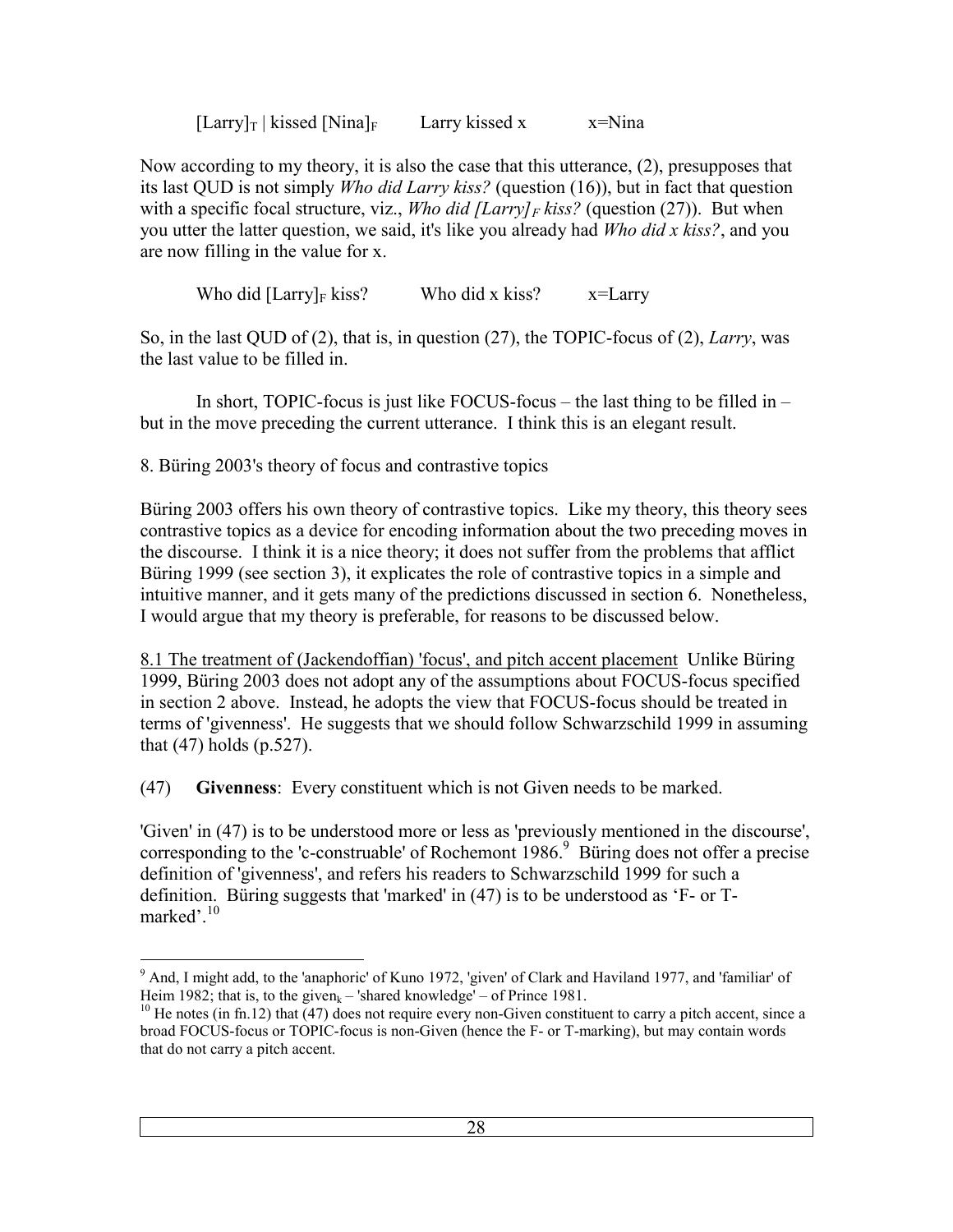[Larry]$_T$ | kissed [Nina]$_F$ Larry kissed x x=Nina

Now according to my theory, it is also the case that this utterance, (2), presupposes that its last QUD is not simply *Who did Larry kiss?* (question (16)), but in fact that question with a specific focal structure, viz., *Who did [Larry]$_F$ kiss?* (question (27)). But when you utter the latter question, we said, it's like you already had *Who did x kiss?*, and you are now filling in the value for x.

Who did [Larry]$_F$ kiss? Who did x kiss? x=Larry

So, in the last QUD of (2), that is, in question (27), the TOPIC-focus of (2), *Larry*, was the last value to be filled in.

In short, TOPIC-focus is just like FOCUS-focus – the last thing to be filled in – but in the move preceding the current utterance. I think this is an elegant result.

## 8. Büring 2003's theory of focus and contrastive topics

Büring 2003 offers his own theory of contrastive topics. Like my theory, this theory sees contrastive topics as a device for encoding information about the two preceding moves in the discourse. I think it is a nice theory; it does not suffer from the problems that afflict Büring 1999 (see section 3), it explicates the role of contrastive topics in a simple and intuitive manner, and it gets many of the predictions discussed in section 6. Nonetheless, I would argue that my theory is preferable, for reasons to be discussed below.

8.1 The treatment of (Jackendoffian) 'focus', and pitch accent placement Unlike Büring 1999, Büring 2003 does not adopt any of the assumptions about FOCUS-focus specified in section 2 above. Instead, he adopts the view that FOCUS-focus should be treated in terms of 'givenness'. He suggests that we should follow Schwarzschild 1999 in assuming that (47) holds (p.527).

(47) **Givenness**: Every constituent which is not Given needs to be marked.

'Given' in (47) is to be understood more or less as 'previously mentioned in the discourse', corresponding to the 'c-construable' of Rochemont 1986.[9] Büring does not offer a precise definition of 'givenness', and refers his readers to Schwarzschild 1999 for such a definition. Büring suggests that 'marked' in (47) is to be understood as 'F- or T-marked'.[10]

---

[9] And, I might add, to the 'anaphoric' of Kuno 1972, 'given' of Clark and Haviland 1977, and 'familiar' of Heim 1982; that is, to the given$_k$ – 'shared knowledge' – of Prince 1981.

[10] He notes (in fn.12) that (47) does not require every non-Given constituent to carry a pitch accent, since a broad FOCUS-focus or TOPIC-focus is non-Given (hence the F- or T-marking), but may contain words that do not carry a pitch accent.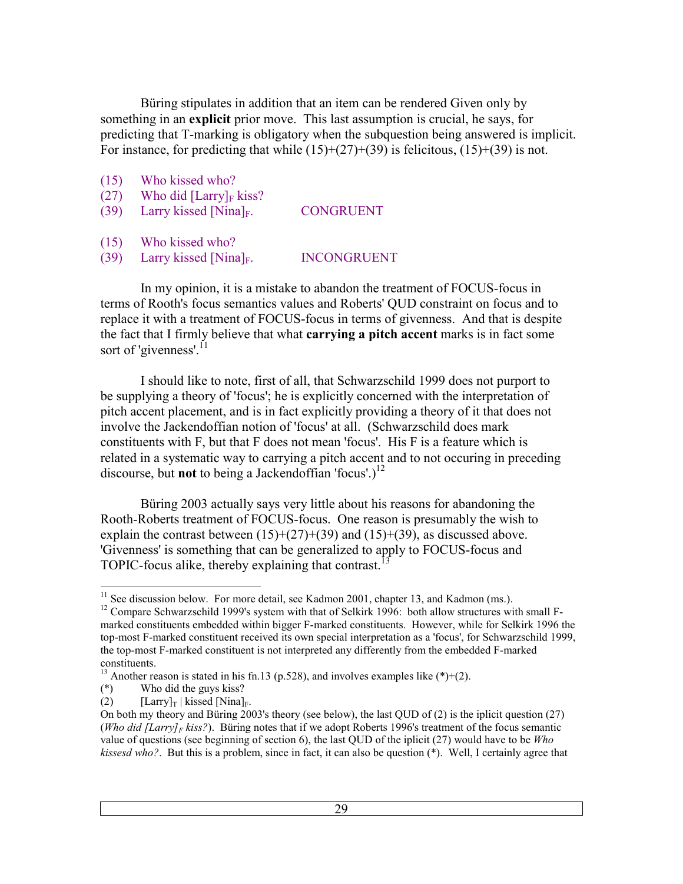Büring stipulates in addition that an item can be rendered Given only by something in an **explicit** prior move. This last assumption is crucial, he says, for predicting that T-marking is obligatory when the subquestion being answered is implicit. For instance, for predicting that while (15)+(27)+(39) is felicitous, (15)+(39) is not.

(15) Who kissed who?
(27) Who did $[\text{Larry}]_F$ kiss?
(39) Larry kissed $[\text{Nina}]_F$. CONGRUENT

(15) Who kissed who?
(39) Larry kissed $[\text{Nina}]_F$. INCONGRUENT

In my opinion, it is a mistake to abandon the treatment of FOCUS-focus in terms of Rooth's focus semantics values and Roberts' QUD constraint on focus and to replace it with a treatment of FOCUS-focus in terms of givenness. And that is despite the fact that I firmly believe that what **carrying a pitch accent** marks is in fact some sort of 'givenness'.[11]

I should like to note, first of all, that Schwarzschild 1999 does not purport to be supplying a theory of 'focus'; he is explicitly concerned with the interpretation of pitch accent placement, and is in fact explicitly providing a theory of it that does not involve the Jackendoffian notion of 'focus' at all. (Schwarzschild does mark constituents with F, but that F does not mean 'focus'. His F is a feature which is related in a systematic way to carrying a pitch accent and to not occuring in preceding discourse, but **not** to being a Jackendoffian 'focus'.)[12]

Büring 2003 actually says very little about his reasons for abandoning the Rooth-Roberts treatment of FOCUS-focus. One reason is presumably the wish to explain the contrast between (15)+(27)+(39) and (15)+(39), as discussed above. 'Givenness' is something that can be generalized to apply to FOCUS-focus and TOPIC-focus alike, thereby explaining that contrast.[13]

---

[11] See discussion below. For more detail, see Kadmon 2001, chapter 13, and Kadmon (ms.).

[12] Compare Schwarzschild 1999's system with that of Selkirk 1996: both allow structures with small F-marked constituents embedded within bigger F-marked constituents. However, while for Selkirk 1996 the top-most F-marked constituent received its own special interpretation as a 'focus', for Schwarzschild 1999, the top-most F-marked constituent is not interpreted any differently from the embedded F-marked constituents.

[13] Another reason is stated in his fn.13 (p.528), and involves examples like (*)+(2).

(*) Who did the guys kiss?
(2) $[\text{Larry}]_T$ | kissed $[\text{Nina}]_F$.

On both my theory and Büring 2003's theory (see below), the last QUD of (2) is the iplicit question (27) (*Who did* $[\textit{Larry}]_F$ *kiss?*). Büring notes that if we adopt Roberts 1996's treatment of the focus semantic value of questions (see beginning of section 6), the last QUD of the iplicit (27) would have to be *Who kissesd who?*. But this is a problem, since in fact, it can also be question (*). Well, I certainly agree that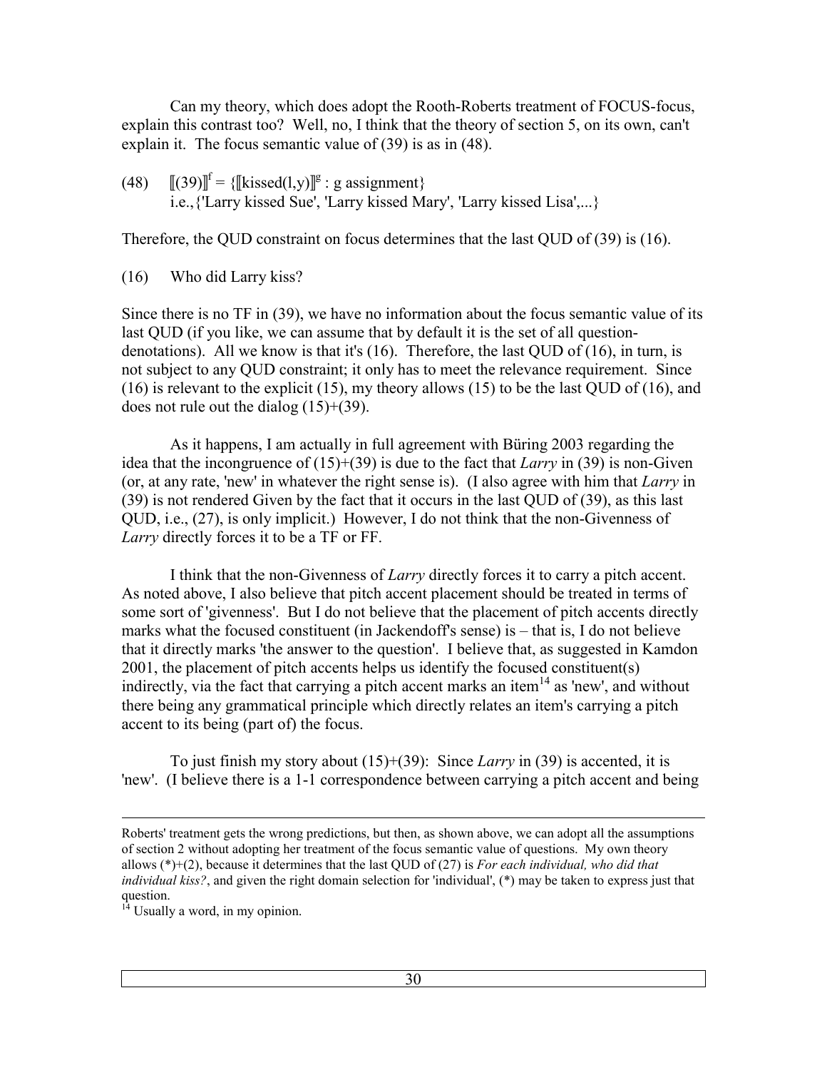Can my theory, which does adopt the Rooth-Roberts treatment of FOCUS-focus, explain this contrast too? Well, no, I think that the theory of section 5, on its own, can't explain it. The focus semantic value of (39) is as in (48).

(48) $[\![(39)]\!]^f = \{[\![\text{kissed}(l,y)]\!]^g : \text{g assignment}\}$
i.e.,{'Larry kissed Sue', 'Larry kissed Mary', 'Larry kissed Lisa',...}

Therefore, the QUD constraint on focus determines that the last QUD of (39) is (16).

(16) Who did Larry kiss?

Since there is no TF in (39), we have no information about the focus semantic value of its last QUD (if you like, we can assume that by default it is the set of all question-denotations). All we know is that it's (16). Therefore, the last QUD of (16), in turn, is not subject to any QUD constraint; it only has to meet the relevance requirement. Since (16) is relevant to the explicit (15), my theory allows (15) to be the last QUD of (16), and does not rule out the dialog (15)+(39).

As it happens, I am actually in full agreement with Büring 2003 regarding the idea that the incongruence of (15)+(39) is due to the fact that *Larry* in (39) is non-Given (or, at any rate, 'new' in whatever the right sense is). (I also agree with him that *Larry* in (39) is not rendered Given by the fact that it occurs in the last QUD of (39), as this last QUD, i.e., (27), is only implicit.) However, I do not think that the non-Givenness of *Larry* directly forces it to be a TF or FF.

I think that the non-Givenness of *Larry* directly forces it to carry a pitch accent. As noted above, I also believe that pitch accent placement should be treated in terms of some sort of 'givenness'. But I do not believe that the placement of pitch accents directly marks what the focused constituent (in Jackendoff's sense) is – that is, I do not believe that it directly marks 'the answer to the question'. I believe that, as suggested in Kamdon 2001, the placement of pitch accents helps us identify the focused constituent(s) indirectly, via the fact that carrying a pitch accent marks an item[14] as 'new', and without there being any grammatical principle which directly relates an item's carrying a pitch accent to its being (part of) the focus.

To just finish my story about (15)+(39): Since *Larry* in (39) is accented, it is 'new'. (I believe there is a 1-1 correspondence between carrying a pitch accent and being

---

Roberts' treatment gets the wrong predictions, but then, as shown above, we can adopt all the assumptions of section 2 without adopting her treatment of the focus semantic value of questions. My own theory allows (*)+(2), because it determines that the last QUD of (27) is *For each individual, who did that individual kiss?*, and given the right domain selection for 'individual', (*) may be taken to express just that question.

[14] Usually a word, in my opinion.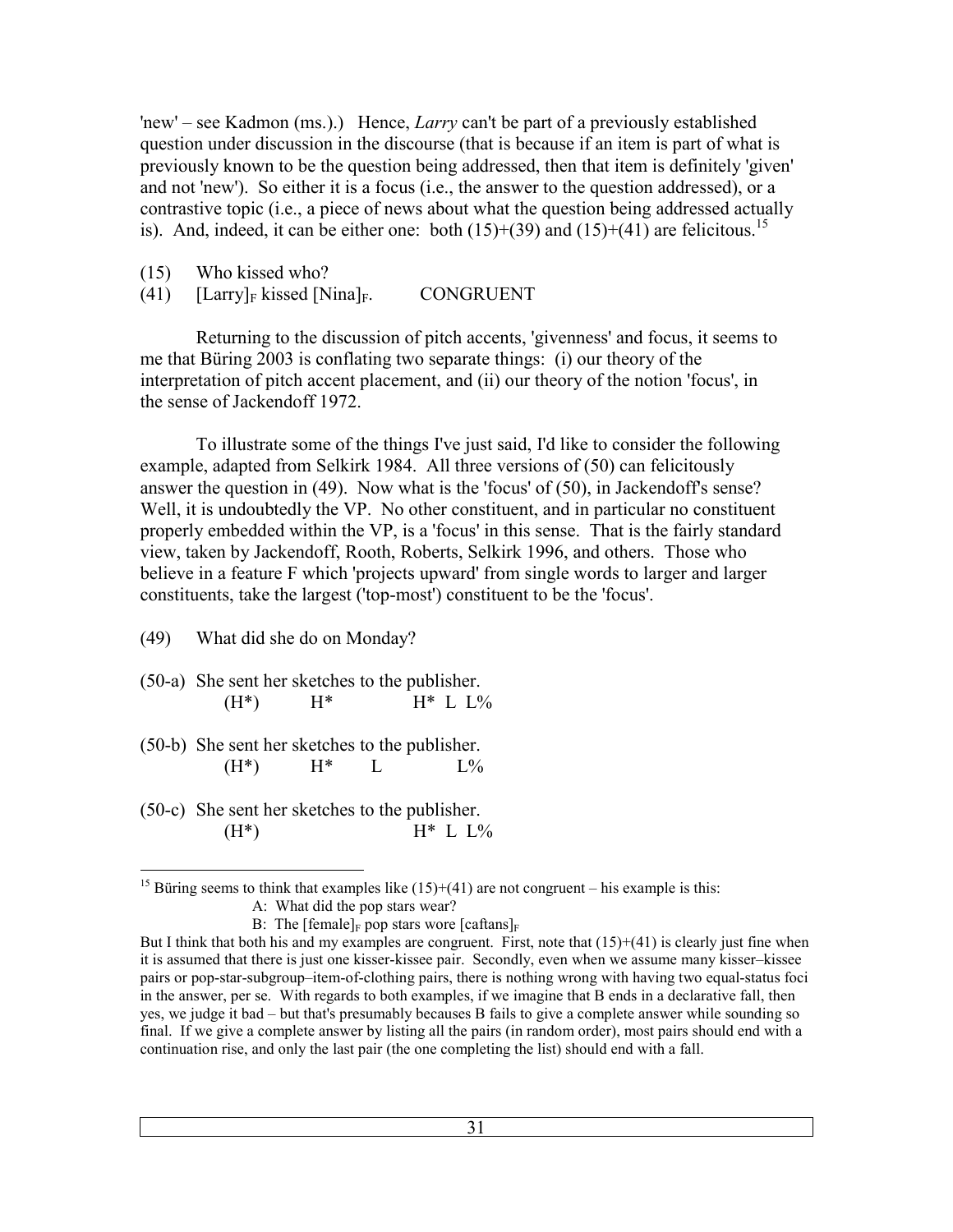'new' – see Kadmon (ms.).)  Hence, *Larry* can't be part of a previously established question under discussion in the discourse (that is because if an item is part of what is previously known to be the question being addressed, then that item is definitely 'given' and not 'new').  So either it is a focus (i.e., the answer to the question addressed), or a contrastive topic (i.e., a piece of news about what the question being addressed actually is).  And, indeed, it can be either one:  both (15)+(39) and (15)+(41) are felicitous.[15]

(15) Who kissed who?

(41) $[\text{Larry}]_F$ kissed $[\text{Nina}]_F$.  CONGRUENT

Returning to the discussion of pitch accents, 'givenness' and focus, it seems to me that Büring 2003 is conflating two separate things:  (i) our theory of the interpretation of pitch accent placement, and (ii) our theory of the notion 'focus', in the sense of Jackendoff 1972.

To illustrate some of the things I've just said, I'd like to consider the following example, adapted from Selkirk 1984.  All three versions of (50) can felicitously answer the question in (49).  Now what is the 'focus' of (50), in Jackendoff's sense? Well, it is undoubtedly the VP.  No other constituent, and in particular no constituent properly embedded within the VP, is a 'focus' in this sense.  That is the fairly standard view, taken by Jackendoff, Rooth, Roberts, Selkirk 1996, and others.  Those who believe in a feature F which 'projects upward' from single words to larger and larger constituents, take the largest ('top-most') constituent to be the 'focus'.

(49) What did she do on Monday?

(50-a) She sent her sketches to the publisher.
       (H*)      H*          H*  L  L%

(50-b) She sent her sketches to the publisher.
       (H*)      H*    L           L%

(50-c) She sent her sketches to the publisher.
       (H*)                      H*  L  L%

---

[15] Büring seems to think that examples like (15)+(41) are not congruent – his example is this:

A:  What did the pop stars wear?

B:  The $[\text{female}]_F$ pop stars wore $[\text{caftans}]_F$

But I think that both his and my examples are congruent.  First, note that (15)+(41) is clearly just fine when it is assumed that there is just one kisser-kissee pair.  Secondly, even when we assume many kisser–kissee pairs or pop-star-subgroup–item-of-clothing pairs, there is nothing wrong with having two equal-status foci in the answer, per se.  With regards to both examples, if we imagine that B ends in a declarative fall, then yes, we judge it bad – but that's presumably becauses B fails to give a complete answer while sounding so final.  If we give a complete answer by listing all the pairs (in random order), most pairs should end with a continuation rise, and only the last pair (the one completing the list) should end with a fall.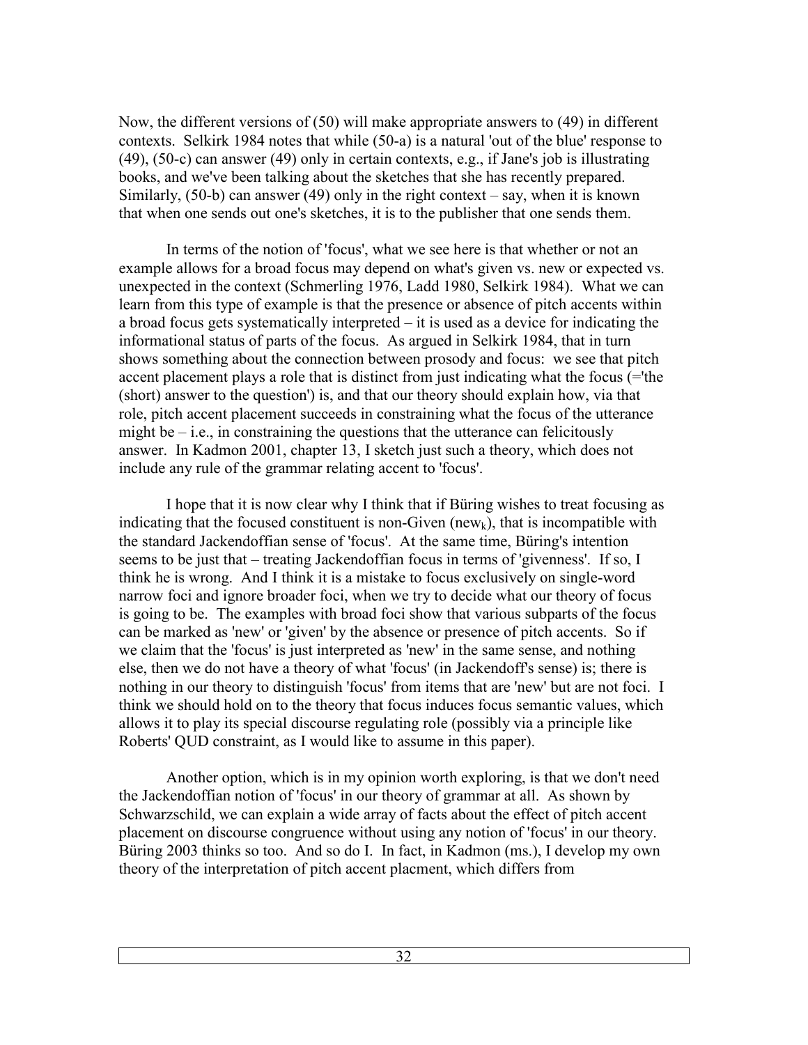Now, the different versions of (50) will make appropriate answers to (49) in different contexts. Selkirk 1984 notes that while (50-a) is a natural 'out of the blue' response to (49), (50-c) can answer (49) only in certain contexts, e.g., if Jane's job is illustrating books, and we've been talking about the sketches that she has recently prepared. Similarly, (50-b) can answer (49) only in the right context – say, when it is known that when one sends out one's sketches, it is to the publisher that one sends them.

In terms of the notion of 'focus', what we see here is that whether or not an example allows for a broad focus may depend on what's given vs. new or expected vs. unexpected in the context (Schmerling 1976, Ladd 1980, Selkirk 1984). What we can learn from this type of example is that the presence or absence of pitch accents within a broad focus gets systematically interpreted – it is used as a device for indicating the informational status of parts of the focus. As argued in Selkirk 1984, that in turn shows something about the connection between prosody and focus: we see that pitch accent placement plays a role that is distinct from just indicating what the focus (='the (short) answer to the question') is, and that our theory should explain how, via that role, pitch accent placement succeeds in constraining what the focus of the utterance might be – i.e., in constraining the questions that the utterance can felicitously answer. In Kadmon 2001, chapter 13, I sketch just such a theory, which does not include any rule of the grammar relating accent to 'focus'.

I hope that it is now clear why I think that if Büring wishes to treat focusing as indicating that the focused constituent is non-Given ($\text{new}_k$), that is incompatible with the standard Jackendoffian sense of 'focus'. At the same time, Büring's intention seems to be just that – treating Jackendoffian focus in terms of 'givenness'. If so, I think he is wrong. And I think it is a mistake to focus exclusively on single-word narrow foci and ignore broader foci, when we try to decide what our theory of focus is going to be. The examples with broad foci show that various subparts of the focus can be marked as 'new' or 'given' by the absence or presence of pitch accents. So if we claim that the 'focus' is just interpreted as 'new' in the same sense, and nothing else, then we do not have a theory of what 'focus' (in Jackendoff's sense) is; there is nothing in our theory to distinguish 'focus' from items that are 'new' but are not foci. I think we should hold on to the theory that focus induces focus semantic values, which allows it to play its special discourse regulating role (possibly via a principle like Roberts' QUD constraint, as I would like to assume in this paper).

Another option, which is in my opinion worth exploring, is that we don't need the Jackendoffian notion of 'focus' in our theory of grammar at all. As shown by Schwarzschild, we can explain a wide array of facts about the effect of pitch accent placement on discourse congruence without using any notion of 'focus' in our theory. Büring 2003 thinks so too. And so do I. In fact, in Kadmon (ms.), I develop my own theory of the interpretation of pitch accent placment, which differs from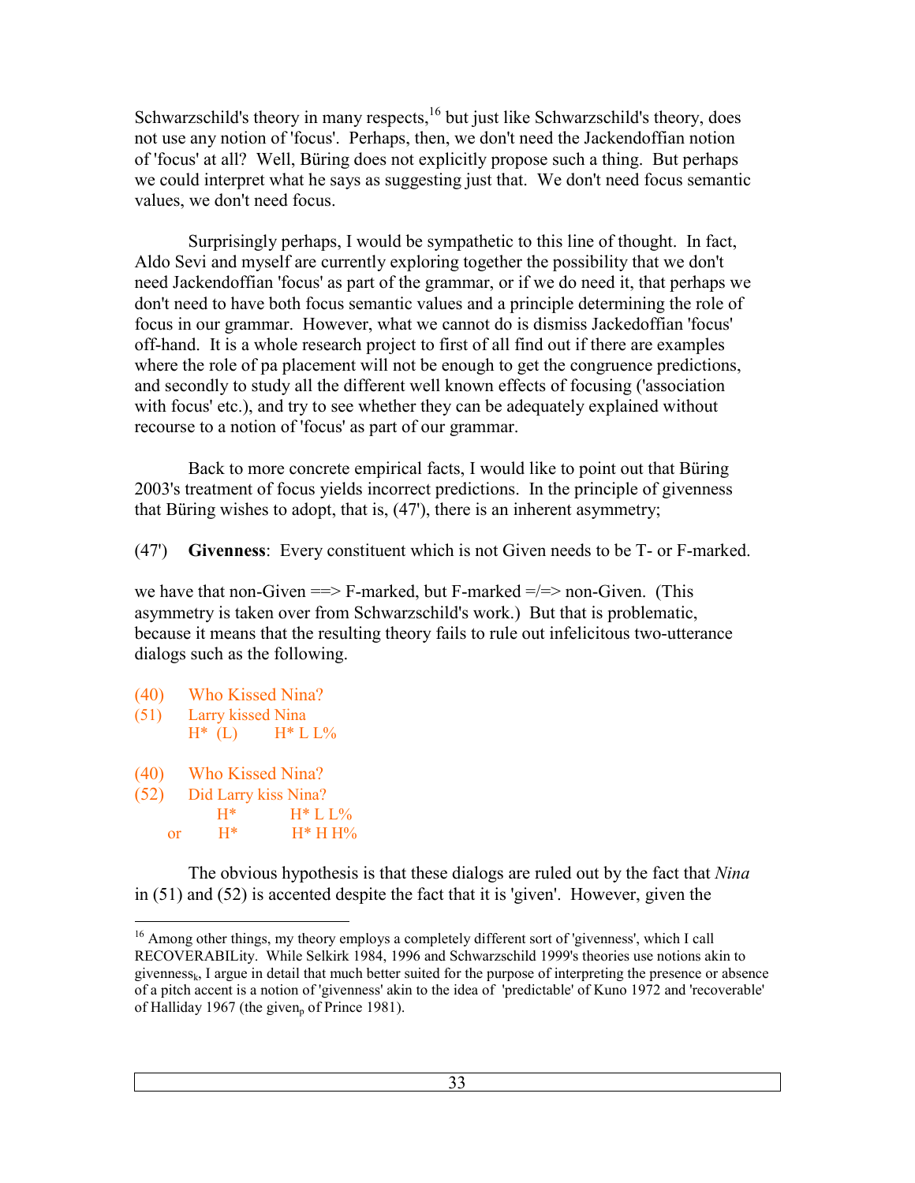Schwarzschild's theory in many respects,[16] but just like Schwarzschild's theory, does not use any notion of 'focus'. Perhaps, then, we don't need the Jackendoffian notion of 'focus' at all? Well, Büring does not explicitly propose such a thing. But perhaps we could interpret what he says as suggesting just that. We don't need focus semantic values, we don't need focus.

Surprisingly perhaps, I would be sympathetic to this line of thought. In fact, Aldo Sevi and myself are currently exploring together the possibility that we don't need Jackendoffian 'focus' as part of the grammar, or if we do need it, that perhaps we don't need to have both focus semantic values and a principle determining the role of focus in our grammar. However, what we cannot do is dismiss Jackedoffian 'focus' off-hand. It is a whole research project to first of all find out if there are examples where the role of pa placement will not be enough to get the congruence predictions, and secondly to study all the different well known effects of focusing ('association with focus' etc.), and try to see whether they can be adequately explained without recourse to a notion of 'focus' as part of our grammar.

Back to more concrete empirical facts, I would like to point out that Büring 2003's treatment of focus yields incorrect predictions. In the principle of givenness that Büring wishes to adopt, that is, (47'), there is an inherent asymmetry;

(47') **Givenness**: Every constituent which is not Given needs to be T- or F-marked.

we have that non-Given ==> F-marked, but F-marked =/=> non-Given. (This asymmetry is taken over from Schwarzschild's work.) But that is problematic, because it means that the resulting theory fails to rule out infelicitous two-utterance dialogs such as the following.

(40) Who Kissed Nina?
(51) Larry kissed Nina
     H* (L)    H* L L%

(40) Who Kissed Nina?
(52) Did Larry kiss Nina?
       H*      H* L L%
  or   H*      H* H H%

The obvious hypothesis is that these dialogs are ruled out by the fact that *Nina* in (51) and (52) is accented despite the fact that it is 'given'. However, given the

---

[16] Among other things, my theory employs a completely different sort of 'givenness', which I call RECOVERABILity. While Selkirk 1984, 1996 and Schwarzschild 1999's theories use notions akin to givenness$_k$, I argue in detail that much better suited for the purpose of interpreting the presence or absence of a pitch accent is a notion of 'givenness' akin to the idea of 'predictable' of Kuno 1972 and 'recoverable' of Halliday 1967 (the given$_p$ of Prince 1981).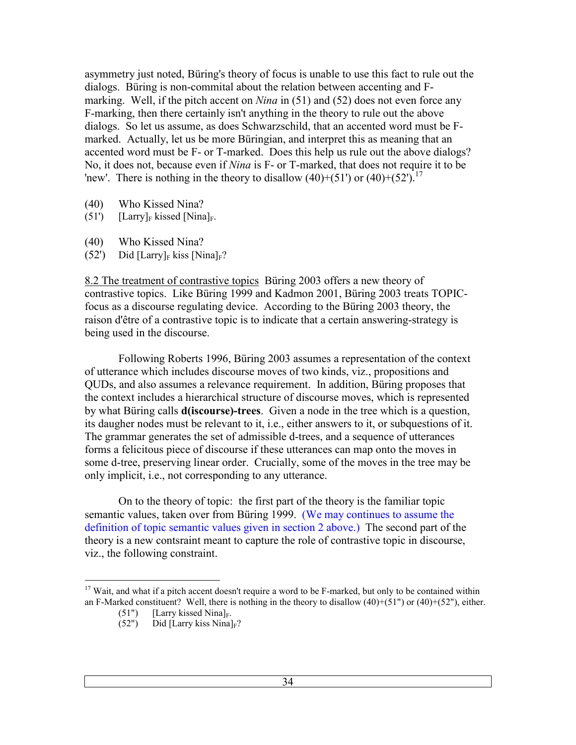asymmetry just noted, Büring's theory of focus is unable to use this fact to rule out the dialogs. Büring is non-commital about the relation between accenting and F-marking. Well, if the pitch accent on *Nina* in (51) and (52) does not even force any F-marking, then there certainly isn't anything in the theory to rule out the above dialogs. So let us assume, as does Schwarzschild, that an accented word must be F-marked. Actually, let us be more Büringian, and interpret this as meaning that an accented word must be F- or T-marked. Does this help us rule out the above dialogs? No, it does not, because even if *Nina* is F- or T-marked, that does not require it to be 'new'. There is nothing in the theory to disallow (40)+(51') or (40)+(52').[17]

(40) Who Kissed Nina?
(51') $[\text{Larry}]_F$ kissed $[\text{Nina}]_F$.

(40) Who Kissed Nina?
(52') Did $[\text{Larry}]_F$ kiss $[\text{Nina}]_F$?

<u>8.2 The treatment of contrastive topics</u> Büring 2003 offers a new theory of contrastive topics. Like Büring 1999 and Kadmon 2001, Büring 2003 treats TOPIC-focus as a discourse regulating device. According to the Büring 2003 theory, the raison d'être of a contrastive topic is to indicate that a certain answering-strategy is being used in the discourse.

Following Roberts 1996, Büring 2003 assumes a representation of the context of utterance which includes discourse moves of two kinds, viz., propositions and QUDs, and also assumes a relevance requirement. In addition, Büring proposes that the context includes a hierarchical structure of discourse moves, which is represented by what Büring calls **d(iscourse)-trees**. Given a node in the tree which is a question, its daughter nodes must be relevant to it, i.e., either answers to it, or subquestions of it. The grammar generates the set of admissible d-trees, and a sequence of utterances forms a felicitous piece of discourse if these utterances can map onto the moves in some d-tree, preserving linear order. Crucially, some of the moves in the tree may be only implicit, i.e., not corresponding to any utterance.

On to the theory of topic: the first part of the theory is the familiar topic semantic values, taken over from Büring 1999. (We may continues to assume the definition of topic semantic values given in section 2 above.) The second part of the theory is a new contsraint meant to capture the role of contrastive topic in discourse, viz., the following constraint.

---

[17] Wait, and what if a pitch accent doesn't require a word to be F-marked, but only to be contained within an F-Marked constituent? Well, there is nothing in the theory to disallow (40)+(51") or (40)+(52"), either.

(51") $[\text{Larry kissed Nina}]_F$.
(52") Did $[\text{Larry kiss Nina}]_F$?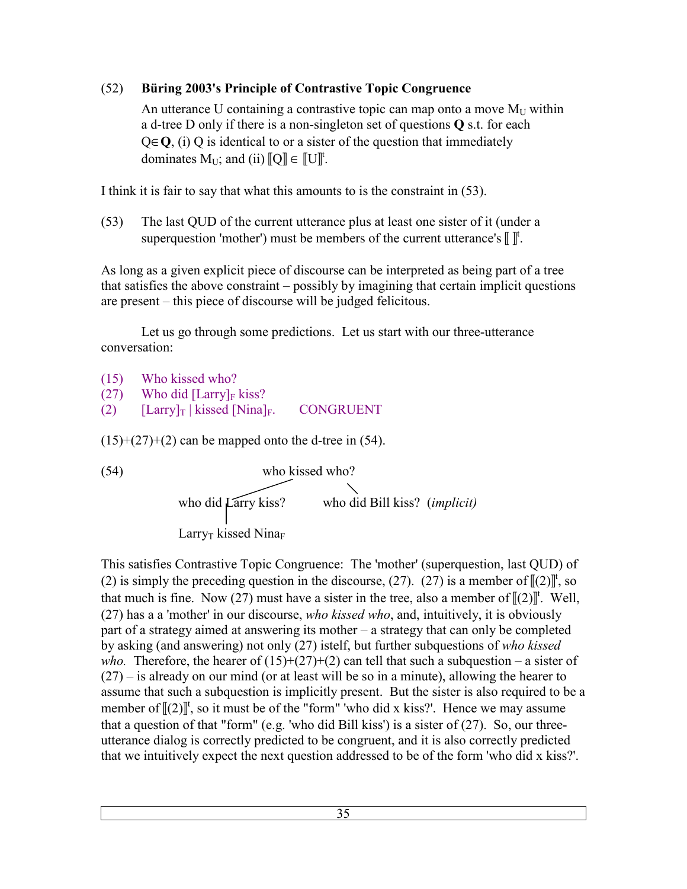(52) **Büring 2003's Principle of Contrastive Topic Congruence**

An utterance U containing a contrastive topic can map onto a move $M_U$ within a d-tree D only if there is a non-singleton set of questions **Q** s.t. for each Q∈**Q**, (i) Q is identical to or a sister of the question that immediately dominates $M_U$; and (ii) $⟦Q⟧ \in ⟦U⟧^t$.

I think it is fair to say that what this amounts to is the constraint in (53).

(53) The last QUD of the current utterance plus at least one sister of it (under a superquestion 'mother') must be members of the current utterance's $⟦\ ⟧^t$.

As long as a given explicit piece of discourse can be interpreted as being part of a tree that satisfies the above constraint – possibly by imagining that certain implicit questions are present – this piece of discourse will be judged felicitous.

Let us go through some predictions. Let us start with our three-utterance conversation:

(15) Who kissed who?
(27) Who did $[\text{Larry}]_F$ kiss?
(2) $[\text{Larry}]_T$ | kissed $[\text{Nina}]_F$. CONGRUENT

(15)+(27)+(2) can be mapped onto the d-tree in (54).

(54)

```
                         who kissed who?
                        /               \
        who did Larry kiss?        who did Bill kiss?  (implicit)
              |
        Larry_T kissed Nina_F
```

This satisfies Contrastive Topic Congruence: The 'mother' (superquestion, last QUD) of (2) is simply the preceding question in the discourse, (27). (27) is a member of $⟦(2)⟧^t$, so that much is fine. Now (27) must have a sister in the tree, also a member of $⟦(2)⟧^t$. Well, (27) has a a 'mother' in our discourse, *who kissed who*, and, intuitively, it is obviously part of a strategy aimed at answering its mother – a strategy that can only be completed by asking (and answering) not only (27) istelf, but further subquestions of *who kissed who*. Therefore, the hearer of (15)+(27)+(2) can tell that such a subquestion – a sister of (27) – is already on our mind (or at least will be so in a minute), allowing the hearer to assume that such a subquestion is implicitly present. But the sister is also required to be a member of $⟦(2)⟧^t$, so it must be of the "form" 'who did x kiss?'. Hence we may assume that a question of that "form" (e.g. 'who did Bill kiss') is a sister of (27). So, our three-utterance dialog is correctly predicted to be congruent, and it is also correctly predicted that we intuitively expect the next question addressed to be of the form 'who did x kiss?'.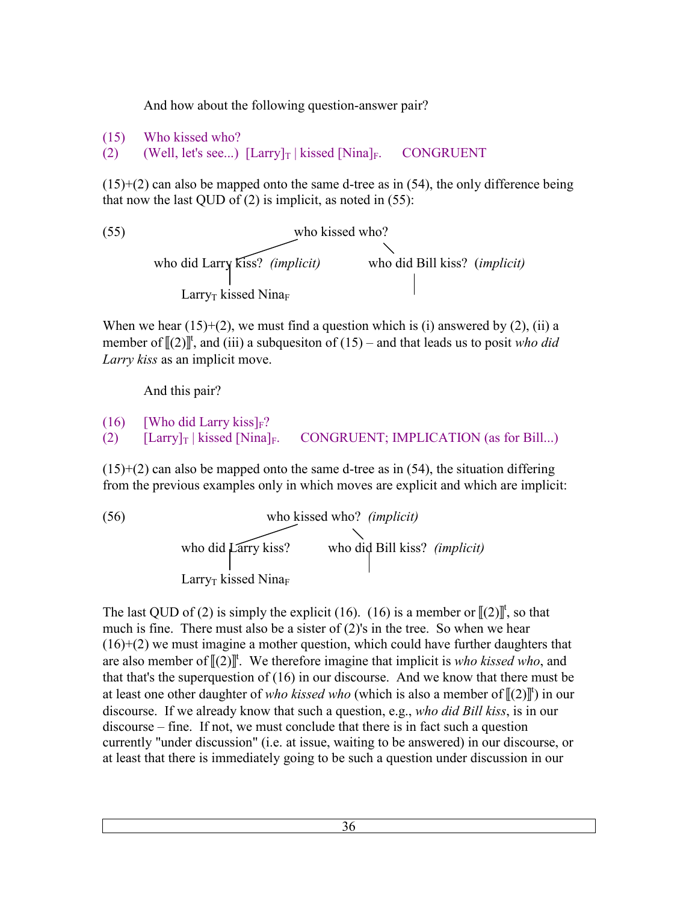And how about the following question-answer pair?

(15) Who kissed who?
(2) (Well, let's see...) $[\text{Larry}]_T$ | kissed $[\text{Nina}]_F$. CONGRUENT

(15)+(2) can also be mapped onto the same d-tree as in (54), the only difference being that now the last QUD of (2) is implicit, as noted in (55):

(55)

```
                         who kissed who?
                        /               \
who did Larry kiss? (implicit)     who did Bill kiss? (implicit)
        |                                  |
Larry_T kissed Nina_F
```

When we hear (15)+(2), we must find a question which is (i) answered by (2), (ii) a member of $[\![(2)]\!]^t$, and (iii) a subquesiton of (15) – and that leads us to posit *who did Larry kiss* as an implicit move.

And this pair?

(16) [Who did Larry kiss]$_F$?
(2) $[\text{Larry}]_T$ | kissed $[\text{Nina}]_F$. CONGRUENT; IMPLICATION (as for Bill...)

(15)+(2) can also be mapped onto the same d-tree as in (54), the situation differing from the previous examples only in which moves are explicit and which are implicit:

(56)

```
                 who kissed who? (implicit)
                /                \
who did Larry kiss?        who did Bill kiss? (implicit)
        |                          |
Larry_T kissed Nina_F
```

The last QUD of (2) is simply the explicit (16). (16) is a member or $[\![(2)]\!]^t$, so that much is fine. There must also be a sister of (2)'s in the tree. So when we hear (16)+(2) we must imagine a mother question, which could have further daughters that are also member of $[\![(2)]\!]^t$. We therefore imagine that implicit is *who kissed who*, and that that's the superquestion of (16) in our discourse. And we know that there must be at least one other daughter of *who kissed who* (which is also a member of $[\![(2)]\!]^t$) in our discourse. If we already know that such a question, e.g., *who did Bill kiss*, is in our discourse – fine. If not, we must conclude that there is in fact such a question currently "under discussion" (i.e. at issue, waiting to be answered) in our discourse, or at least that there is immediately going to be such a question under discussion in our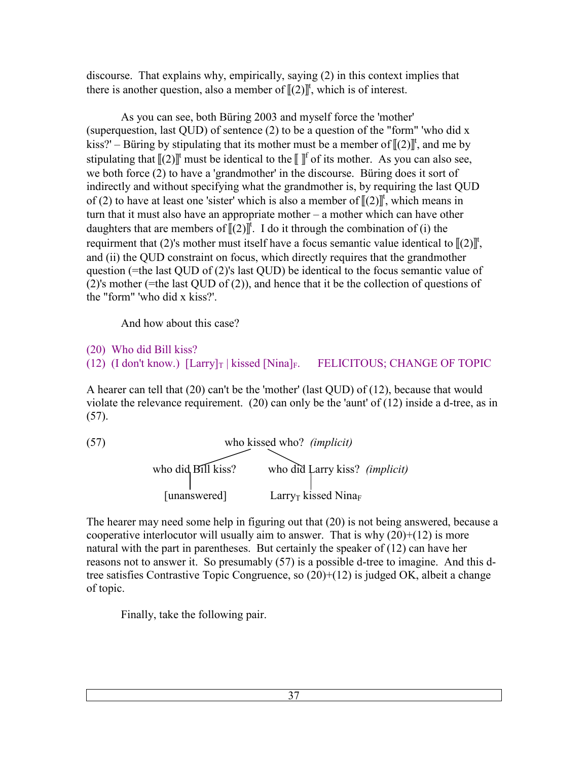discourse. That explains why, empirically, saying (2) in this context implies that there is another question, also a member of $[\![(2)]\!]^t$, which is of interest.

As you can see, both Büring 2003 and myself force the 'mother' (superquestion, last QUD) of sentence (2) to be a question of the "form" 'who did x kiss?' – Büring by stipulating that its mother must be a member of $[\![(2)]\!]^t$, and me by stipulating that $[\![(2)]\!]^t$ must be identical to the $[\![\ ]\!]^f$ of its mother. As you can also see, we both force (2) to have a 'grandmother' in the discourse. Büring does it sort of indirectly and without specifying what the grandmother is, by requiring the last QUD of (2) to have at least one 'sister' which is also a member of $[\![(2)]\!]^t$, which means in turn that it must also have an appropriate mother – a mother which can have other daughters that are members of $[\![(2)]\!]^t$. I do it through the combination of (i) the requirment that (2)'s mother must itself have a focus semantic value identical to $[\![(2)]\!]^t$, and (ii) the QUD constraint on focus, which directly requires that the grandmother question (=the last QUD of (2)'s last QUD) be identical to the focus semantic value of (2)'s mother (=the last QUD of (2)), and hence that it be the collection of questions of the "form" 'who did x kiss?'.

And how about this case?

(20) Who did Bill kiss?
(12) (I don't know.) $[\text{Larry}]_T$ | kissed $[\text{Nina}]_F$.      FELICITOUS; CHANGE OF TOPIC

A hearer can tell that (20) can't be the 'mother' (last QUD) of (12), because that would violate the relevance requirement. (20) can only be the 'aunt' of (12) inside a d-tree, as in (57).

```
(57)                    who kissed who?  (implicit)
                         /            \
          who did Bill kiss?     who did Larry kiss?  (implicit)
                 |                        |
           [unanswered]          Larry_T kissed Nina_F
```

The hearer may need some help in figuring out that (20) is not being answered, because a cooperative interlocutor will usually aim to answer. That is why (20)+(12) is more natural with the part in parentheses. But certainly the speaker of (12) can have her reasons not to answer it. So presumably (57) is a possible d-tree to imagine. And this d-tree satisfies Contrastive Topic Congruence, so (20)+(12) is judged OK, albeit a change of topic.

Finally, take the following pair.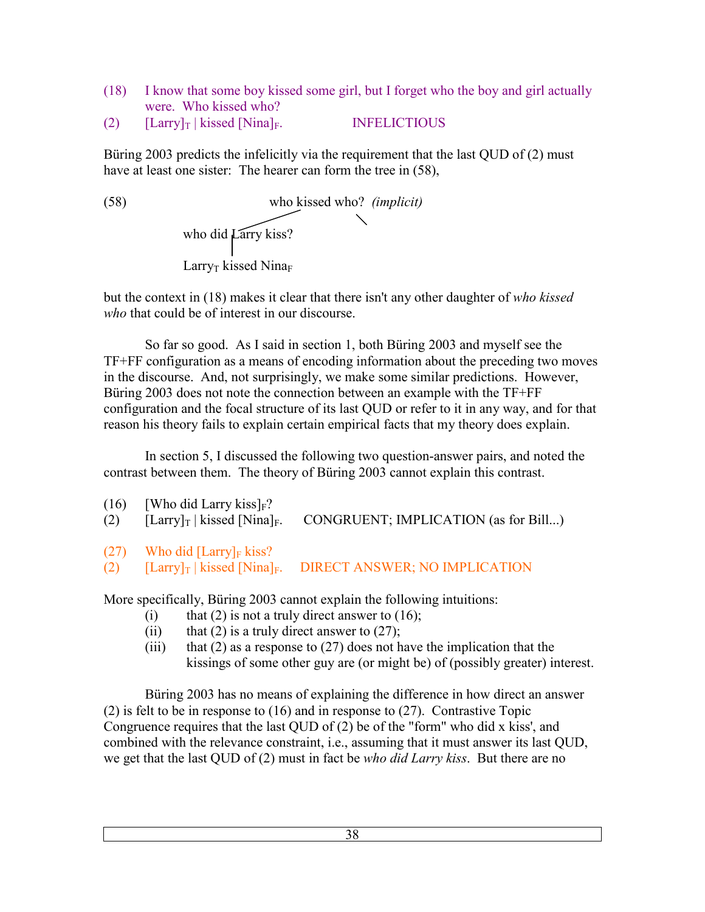(18) I know that some boy kissed some girl, but I forget who the boy and girl actually were. Who kissed who?
(2) [Larry]$_T$ | kissed [Nina]$_F$. INFELICTIOUS

Büring 2003 predicts the infelicitly via the requirement that the last QUD of (2) must have at least one sister: The hearer can form the tree in (58),

```
(58)                    who kissed who?  (implicit)
                       /                \
          who did Larry kiss?
                |
          Larry_T kissed Nina_F
```

but the context in (18) makes it clear that there isn't any other daughter of *who kissed who* that could be of interest in our discourse.

So far so good. As I said in section 1, both Büring 2003 and myself see the TF+FF configuration as a means of encoding information about the preceding two moves in the discourse. And, not surprisingly, we make some similar predictions. However, Büring 2003 does not note the connection between an example with the TF+FF configuration and the focal structure of its last QUD or refer to it in any way, and for that reason his theory fails to explain certain empirical facts that my theory does explain.

In section 5, I discussed the following two question-answer pairs, and noted the contrast between them. The theory of Büring 2003 cannot explain this contrast.

(16) [Who did Larry kiss]$_F$?
(2) [Larry]$_T$ | kissed [Nina]$_F$. CONGRUENT; IMPLICATION (as for Bill...)

(27) Who did [Larry]$_F$ kiss?
(2) [Larry]$_T$ | kissed [Nina]$_F$. DIRECT ANSWER; NO IMPLICATION

More specifically, Büring 2003 cannot explain the following intuitions:

(i) that (2) is not a truly direct answer to (16);
(ii) that (2) is a truly direct answer to (27);
(iii) that (2) as a response to (27) does not have the implication that the kissings of some other guy are (or might be) of (possibly greater) interest.

Büring 2003 has no means of explaining the difference in how direct an answer (2) is felt to be in response to (16) and in response to (27). Contrastive Topic Congruence requires that the last QUD of (2) be of the "form" who did x kiss', and combined with the relevance constraint, i.e., assuming that it must answer its last QUD, we get that the last QUD of (2) must in fact be *who did Larry kiss*. But there are no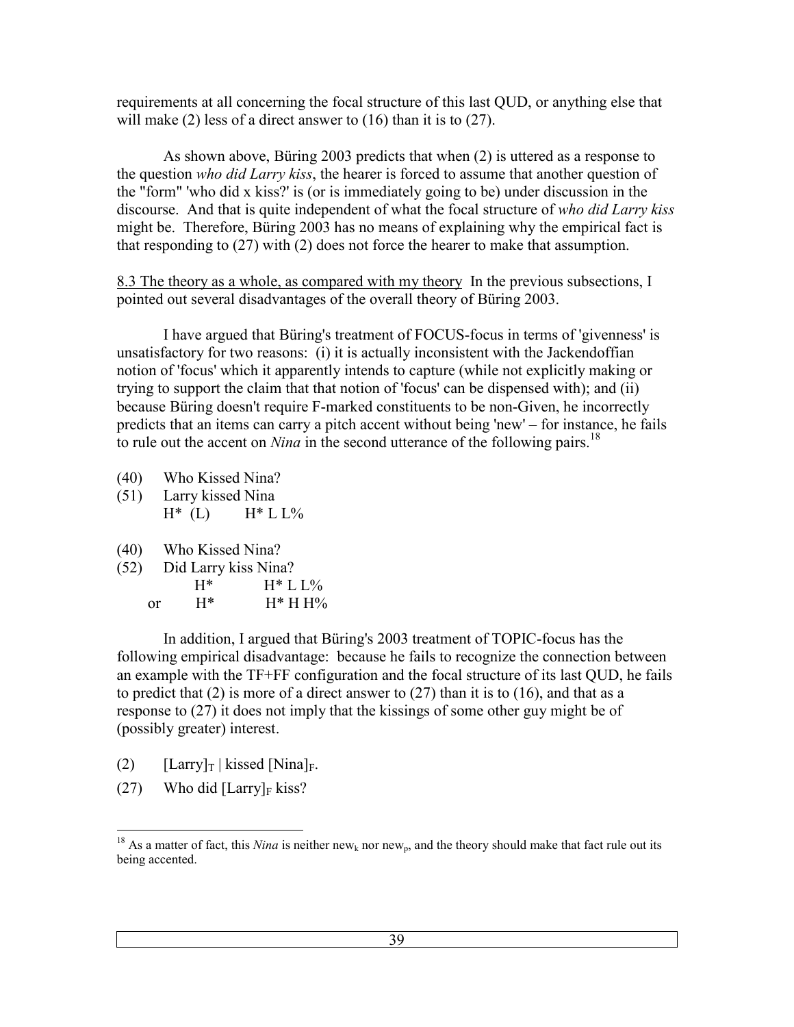requirements at all concerning the focal structure of this last QUD, or anything else that will make (2) less of a direct answer to (16) than it is to (27).

As shown above, Büring 2003 predicts that when (2) is uttered as a response to the question *who did Larry kiss*, the hearer is forced to assume that another question of the "form" 'who did x kiss?' is (or is immediately going to be) under discussion in the discourse. And that is quite independent of what the focal structure of *who did Larry kiss* might be. Therefore, Büring 2003 has no means of explaining why the empirical fact is that responding to (27) with (2) does not force the hearer to make that assumption.

<u>8.3 The theory as a whole, as compared with my theory</u> In the previous subsections, I pointed out several disadvantages of the overall theory of Büring 2003.

I have argued that Büring's treatment of FOCUS-focus in terms of 'givenness' is unsatisfactory for two reasons: (i) it is actually inconsistent with the Jackendoffian notion of 'focus' which it apparently intends to capture (while not explicitly making or trying to support the claim that that notion of 'focus' can be dispensed with); and (ii) because Büring doesn't require F-marked constituents to be non-Given, he incorrectly predicts that an items can carry a pitch accent without being 'new' – for instance, he fails to rule out the accent on *Nina* in the second utterance of the following pairs.[18]

(40) Who Kissed Nina?
(51) Larry kissed Nina
H* (L) H* L L%

(40) Who Kissed Nina?
(52) Did Larry kiss Nina?
H* H* L L%
or H* H* H H%

In addition, I argued that Büring's 2003 treatment of TOPIC-focus has the following empirical disadvantage: because he fails to recognize the connection between an example with the TF+FF configuration and the focal structure of its last QUD, he fails to predict that (2) is more of a direct answer to (27) than it is to (16), and that as a response to (27) it does not imply that the kissings of some other guy might be of (possibly greater) interest.

(2) $[\text{Larry}]_T$ | kissed $[\text{Nina}]_F$.

(27) Who did $[\text{Larry}]_F$ kiss?

[18] As a matter of fact, this *Nina* is neither $\text{new}_k$ nor $\text{new}_p$, and the theory should make that fact rule out its being accented.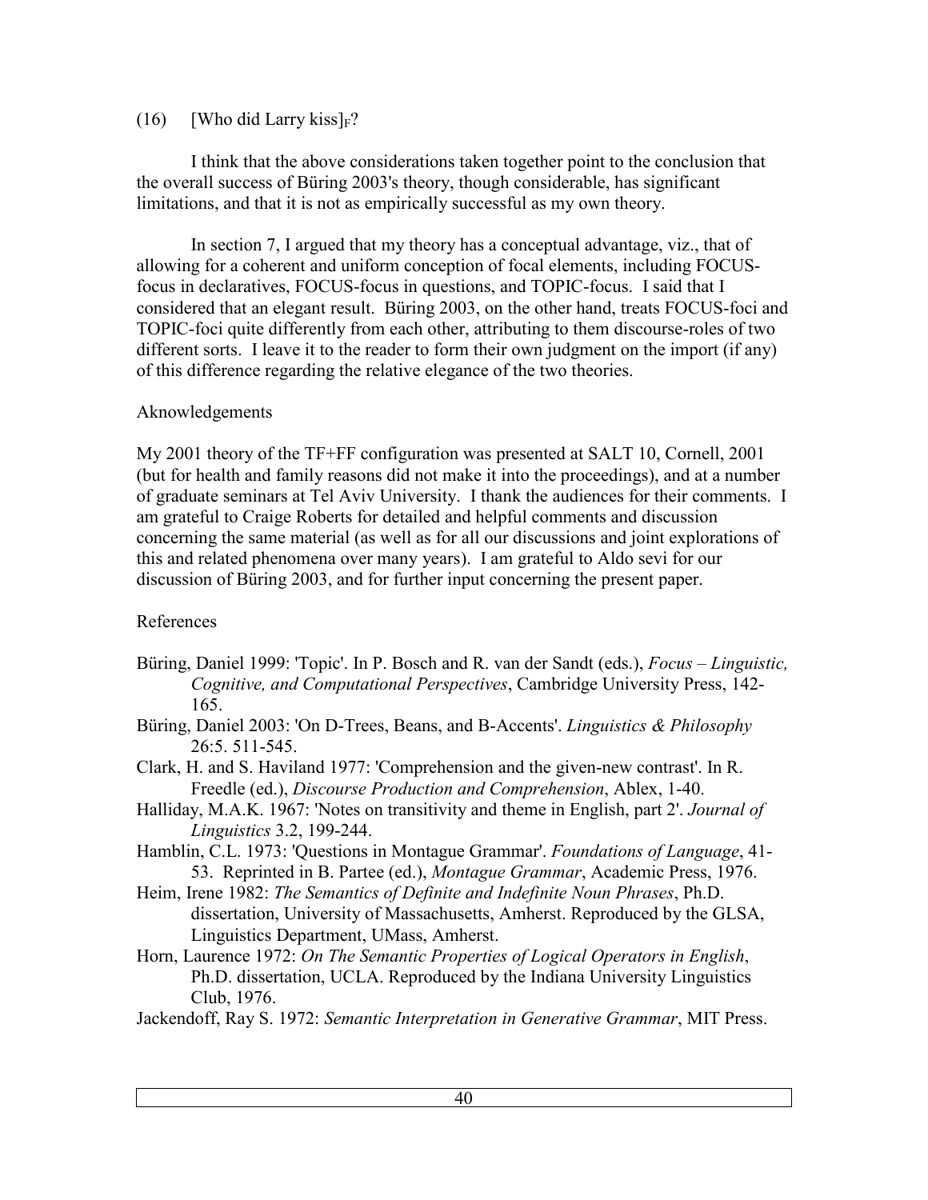(16) [Who did Larry kiss]$_F$?

I think that the above considerations taken together point to the conclusion that the overall success of Büring 2003's theory, though considerable, has significant limitations, and that it is not as empirically successful as my own theory.

In section 7, I argued that my theory has a conceptual advantage, viz., that of allowing for a coherent and uniform conception of focal elements, including FOCUS-focus in declaratives, FOCUS-focus in questions, and TOPIC-focus. I said that I considered that an elegant result. Büring 2003, on the other hand, treats FOCUS-foci and TOPIC-foci quite differently from each other, attributing to them discourse-roles of two different sorts. I leave it to the reader to form their own judgment on the import (if any) of this difference regarding the relative elegance of the two theories.

## Aknowledgements

My 2001 theory of the TF+FF configuration was presented at SALT 10, Cornell, 2001 (but for health and family reasons did not make it into the proceedings), and at a number of graduate seminars at Tel Aviv University. I thank the audiences for their comments. I am grateful to Craige Roberts for detailed and helpful comments and discussion concerning the same material (as well as for all our discussions and joint explorations of this and related phenomena over many years). I am grateful to Aldo sevi for our discussion of Büring 2003, and for further input concerning the present paper.

## References

Büring, Daniel 1999: 'Topic'. In P. Bosch and R. van der Sandt (eds.), *Focus – Linguistic, Cognitive, and Computational Perspectives*, Cambridge University Press, 142-165.

Büring, Daniel 2003: 'On D-Trees, Beans, and B-Accents'. *Linguistics & Philosophy* 26:5. 511-545.

Clark, H. and S. Haviland 1977: 'Comprehension and the given-new contrast'. In R. Freedle (ed.), *Discourse Production and Comprehension*, Ablex, 1-40.

Halliday, M.A.K. 1967: 'Notes on transitivity and theme in English, part 2'. *Journal of Linguistics* 3.2, 199-244.

Hamblin, C.L. 1973: 'Questions in Montague Grammar'. *Foundations of Language*, 41-53. Reprinted in B. Partee (ed.), *Montague Grammar*, Academic Press, 1976.

Heim, Irene 1982: *The Semantics of Definite and Indefinite Noun Phrases*, Ph.D. dissertation, University of Massachusetts, Amherst. Reproduced by the GLSA, Linguistics Department, UMass, Amherst.

Horn, Laurence 1972: *On The Semantic Properties of Logical Operators in English*, Ph.D. dissertation, UCLA. Reproduced by the Indiana University Linguistics Club, 1976.

Jackendoff, Ray S. 1972: *Semantic Interpretation in Generative Grammar*, MIT Press.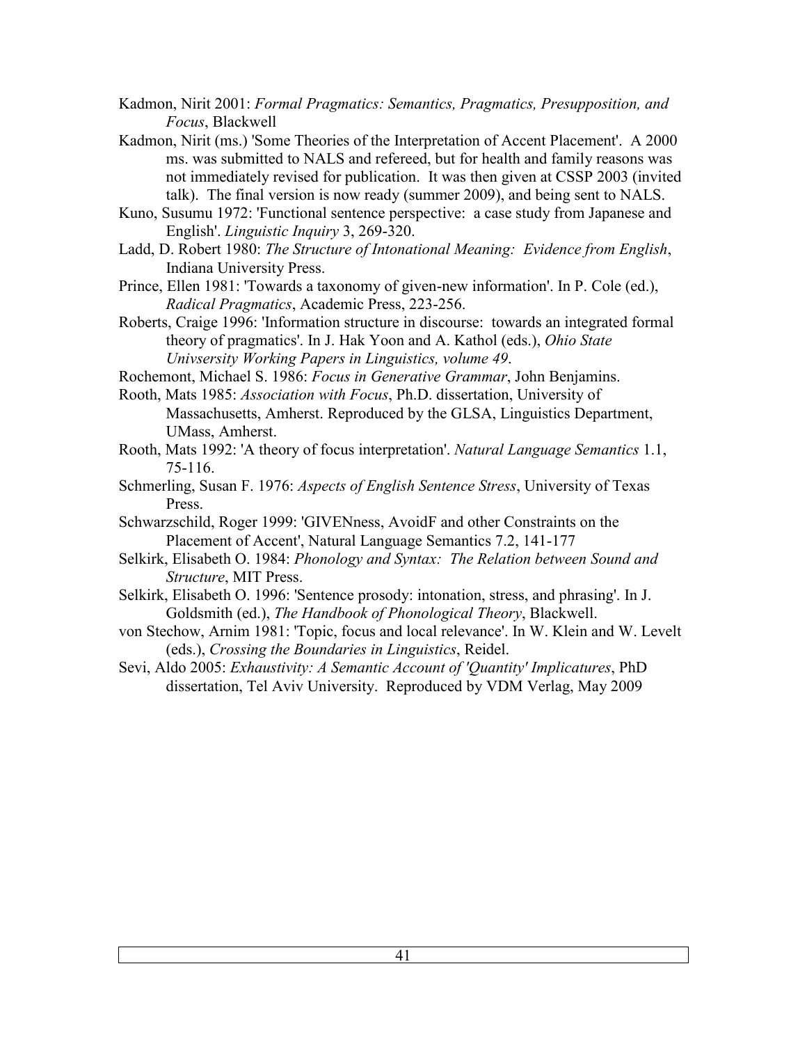Kadmon, Nirit 2001: *Formal Pragmatics: Semantics, Pragmatics, Presupposition, and Focus*, Blackwell

Kadmon, Nirit (ms.) 'Some Theories of the Interpretation of Accent Placement'. A 2000 ms. was submitted to NALS and refereed, but for health and family reasons was not immediately revised for publication. It was then given at CSSP 2003 (invited talk). The final version is now ready (summer 2009), and being sent to NALS.

Kuno, Susumu 1972: 'Functional sentence perspective: a case study from Japanese and English'. *Linguistic Inquiry* 3, 269-320.

Ladd, D. Robert 1980: *The Structure of Intonational Meaning: Evidence from English*, Indiana University Press.

Prince, Ellen 1981: 'Towards a taxonomy of given-new information'. In P. Cole (ed.), *Radical Pragmatics*, Academic Press, 223-256.

Roberts, Craige 1996: 'Information structure in discourse: towards an integrated formal theory of pragmatics'. In J. Hak Yoon and A. Kathol (eds.), *Ohio State Univsersity Working Papers in Linguistics, volume 49*.

Rochemont, Michael S. 1986: *Focus in Generative Grammar*, John Benjamins.

Rooth, Mats 1985: *Association with Focus*, Ph.D. dissertation, University of Massachusetts, Amherst. Reproduced by the GLSA, Linguistics Department, UMass, Amherst.

Rooth, Mats 1992: 'A theory of focus interpretation'. *Natural Language Semantics* 1.1, 75-116.

Schmerling, Susan F. 1976: *Aspects of English Sentence Stress*, University of Texas Press.

Schwarzschild, Roger 1999: 'GIVENness, AvoidF and other Constraints on the Placement of Accent', Natural Language Semantics 7.2, 141-177

Selkirk, Elisabeth O. 1984: *Phonology and Syntax: The Relation between Sound and Structure*, MIT Press.

Selkirk, Elisabeth O. 1996: 'Sentence prosody: intonation, stress, and phrasing'. In J. Goldsmith (ed.), *The Handbook of Phonological Theory*, Blackwell.

von Stechow, Arnim 1981: 'Topic, focus and local relevance'. In W. Klein and W. Levelt (eds.), *Crossing the Boundaries in Linguistics*, Reidel.

Sevi, Aldo 2005: *Exhaustivity: A Semantic Account of 'Quantity' Implicatures*, PhD dissertation, Tel Aviv University. Reproduced by VDM Verlag, May 2009